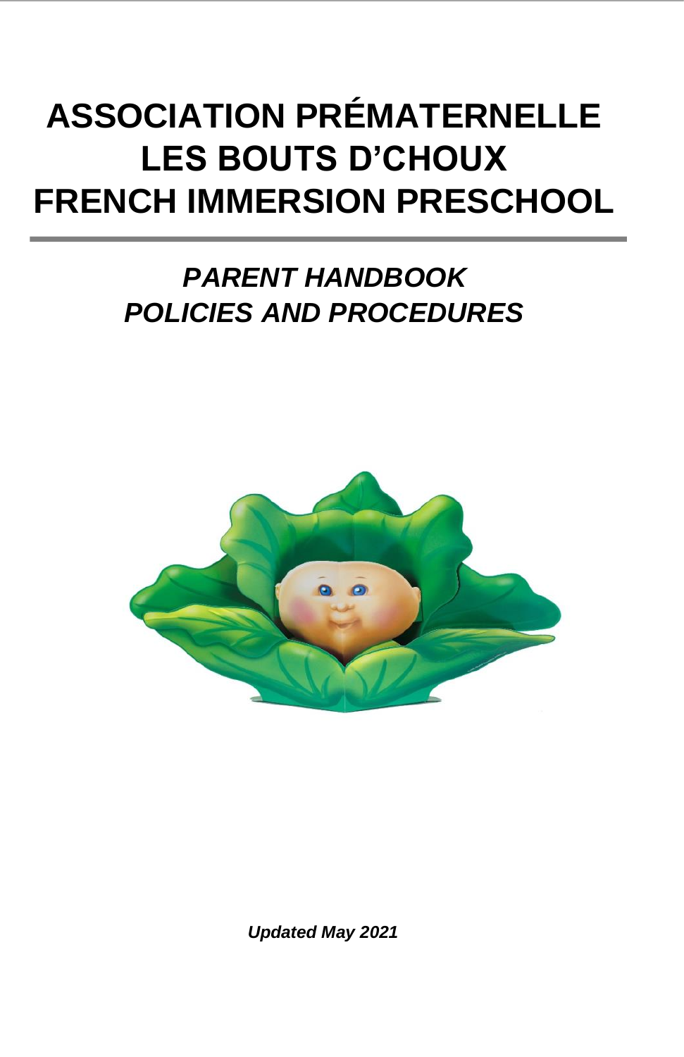# ASSOCIATION PRÉMATERNELLE LES BOUTS D'CHOUX FRENCH IMMERSION PRESCHOOL

## *PARENT HANDBOOK POLICIES AND PROCEDURES*

***Updated May 2021***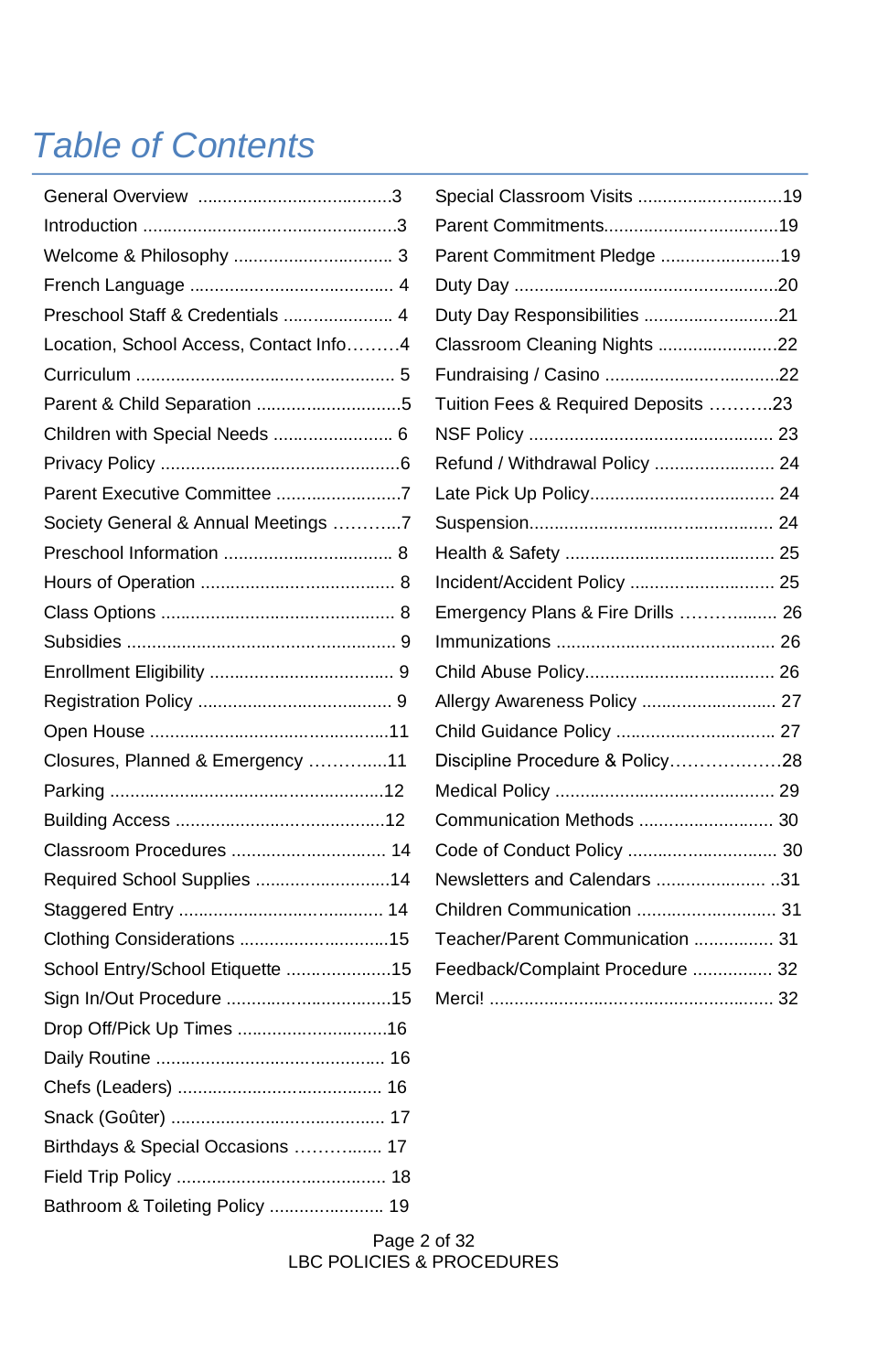# *Table of Contents*

General Overview .......................................3
Introduction ...................................................3
Welcome & Philosophy ................................ 3
French Language ......................................... 4
Preschool Staff & Credentials ...................... 4
Location, School Access, Contact Info………4
Curriculum .................................................... 5
Parent & Child Separation .............................5
Children with Special Needs ........................ 6
Privacy Policy ................................................6
Parent Executive Committee .........................7
Society General & Annual Meetings …………7
Preschool Information .................................. 8
Hours of Operation ....................................... 8
Class Options ............................................... 8
Subsidies ...................................................... 9
Enrollment Eligibility .................................... 9
Registration Policy ....................................... 9
Open House ................................................11
Closures, Planned & Emergency …………...11
Parking .......................................................12
Building Access ..........................................12
Classroom Procedures ............................... 14
Required School Supplies ...........................14
Staggered Entry ......................................... 14
Clothing Considerations ..............................15
School Entry/School Etiquette .....................15
Sign In/Out Procedure .................................15
Drop Off/Pick Up Times ...............................16
Daily Routine .............................................. 16
Chefs (Leaders) ......................................... 16
Snack (Goûter) ........................................... 17
Birthdays & Special Occasions …………..... 17
Field Trip Policy .......................................... 18
Bathroom & Toileting Policy ....................... 19
Special Classroom Visits .............................19
Parent Commitments...................................19
Parent Commitment Pledge ........................19
Duty Day .....................................................20
Duty Day Responsibilities ...........................21
Classroom Cleaning Nights ........................22
Fundraising / Casino ...................................22
Tuition Fees & Required Deposits ………..23
NSF Policy ................................................. 23
Refund / Withdrawal Policy ........................ 24
Late Pick Up Policy..................................... 24
Suspension................................................. 24
Health & Safety .......................................... 25
Incident/Accident Policy ............................. 25
Emergency Plans & Fire Drills ……….…... 26
Immunizations ............................................ 26
Child Abuse Policy...................................... 26
Allergy Awareness Policy ........................... 27
Child Guidance Policy ................................ 27
Discipline Procedure & Policy……………….28
Medical Policy ............................................ 29
Communication Methods ........................... 30
Code of Conduct Policy .............................. 30
Newsletters and Calendars ...................... ..31
Children Communication ............................ 31
Teacher/Parent Communication ................ 31
Feedback/Complaint Procedure ................ 32
Merci! ......................................................... 32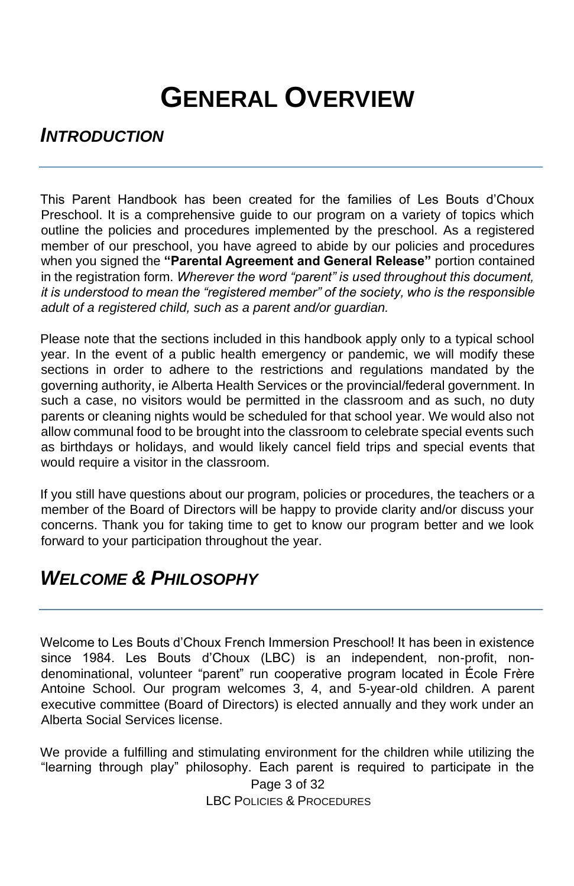# GENERAL OVERVIEW

## *INTRODUCTION*

This Parent Handbook has been created for the families of Les Bouts d'Choux Preschool. It is a comprehensive guide to our program on a variety of topics which outline the policies and procedures implemented by the preschool. As a registered member of our preschool, you have agreed to abide by our policies and procedures when you signed the **"Parental Agreement and General Release"** portion contained in the registration form. *Wherever the word "parent" is used throughout this document, it is understood to mean the "registered member" of the society, who is the responsible adult of a registered child, such as a parent and/or guardian.*

Please note that the sections included in this handbook apply only to a typical school year. In the event of a public health emergency or pandemic, we will modify these sections in order to adhere to the restrictions and regulations mandated by the governing authority, ie Alberta Health Services or the provincial/federal government. In such a case, no visitors would be permitted in the classroom and as such, no duty parents or cleaning nights would be scheduled for that school year. We would also not allow communal food to be brought into the classroom to celebrate special events such as birthdays or holidays, and would likely cancel field trips and special events that would require a visitor in the classroom.

If you still have questions about our program, policies or procedures, the teachers or a member of the Board of Directors will be happy to provide clarity and/or discuss your concerns. Thank you for taking time to get to know our program better and we look forward to your participation throughout the year.

## *WELCOME & PHILOSOPHY*

Welcome to Les Bouts d'Choux French Immersion Preschool! It has been in existence since 1984. Les Bouts d'Choux (LBC) is an independent, non-profit, non-denominational, volunteer "parent" run cooperative program located in École Frère Antoine School. Our program welcomes 3, 4, and 5-year-old children. A parent executive committee (Board of Directors) is elected annually and they work under an Alberta Social Services license.

We provide a fulfilling and stimulating environment for the children while utilizing the "learning through play" philosophy. Each parent is required to participate in the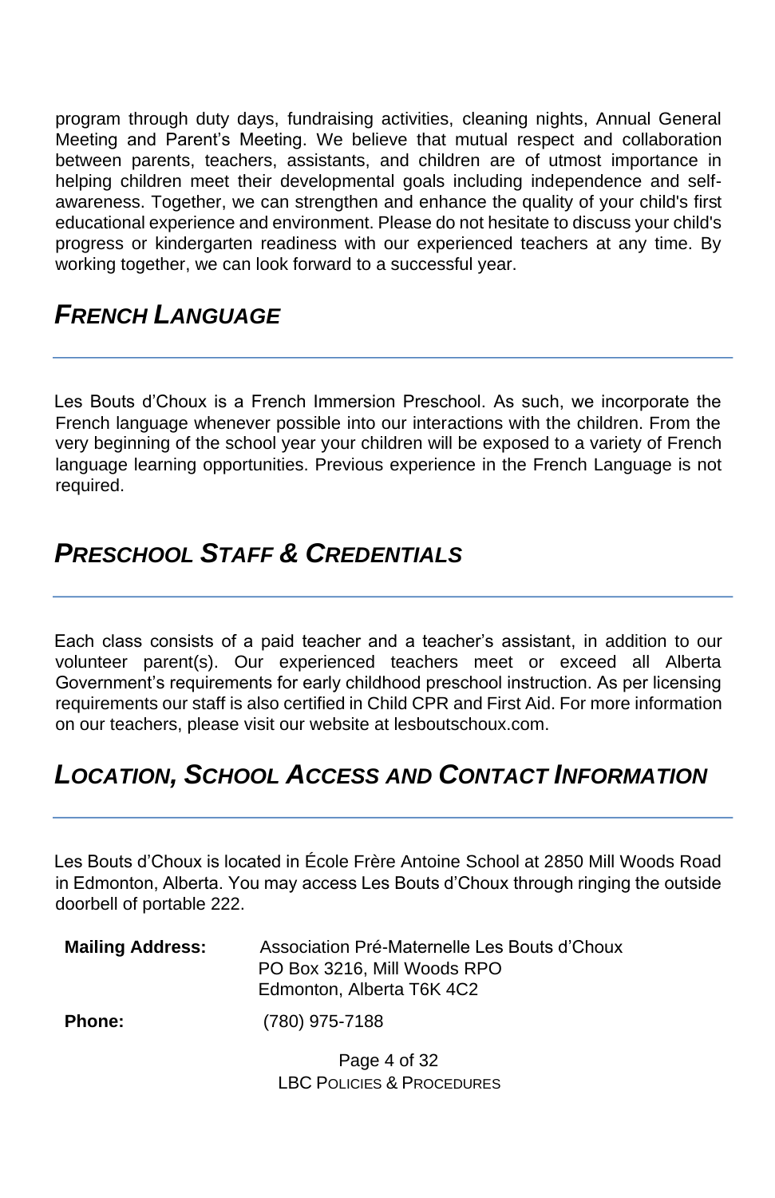program through duty days, fundraising activities, cleaning nights, Annual General Meeting and Parent's Meeting. We believe that mutual respect and collaboration between parents, teachers, assistants, and children are of utmost importance in helping children meet their developmental goals including independence and self-awareness. Together, we can strengthen and enhance the quality of your child's first educational experience and environment. Please do not hesitate to discuss your child's progress or kindergarten readiness with our experienced teachers at any time. By working together, we can look forward to a successful year.

## *French Language*

Les Bouts d'Choux is a French Immersion Preschool. As such, we incorporate the French language whenever possible into our interactions with the children. From the very beginning of the school year your children will be exposed to a variety of French language learning opportunities. Previous experience in the French Language is not required.

## *Preschool Staff & Credentials*

Each class consists of a paid teacher and a teacher's assistant, in addition to our volunteer parent(s). Our experienced teachers meet or exceed all Alberta Government's requirements for early childhood preschool instruction. As per licensing requirements our staff is also certified in Child CPR and First Aid. For more information on our teachers, please visit our website at lesboutschoux.com.

## *Location, School Access and Contact Information*

Les Bouts d'Choux is located in École Frère Antoine School at 2850 Mill Woods Road in Edmonton, Alberta. You may access Les Bouts d'Choux through ringing the outside doorbell of portable 222.

**Mailing Address:** Association Pré-Maternelle Les Bouts d'Choux
PO Box 3216, Mill Woods RPO
Edmonton, Alberta T6K 4C2

**Phone:** (780) 975-7188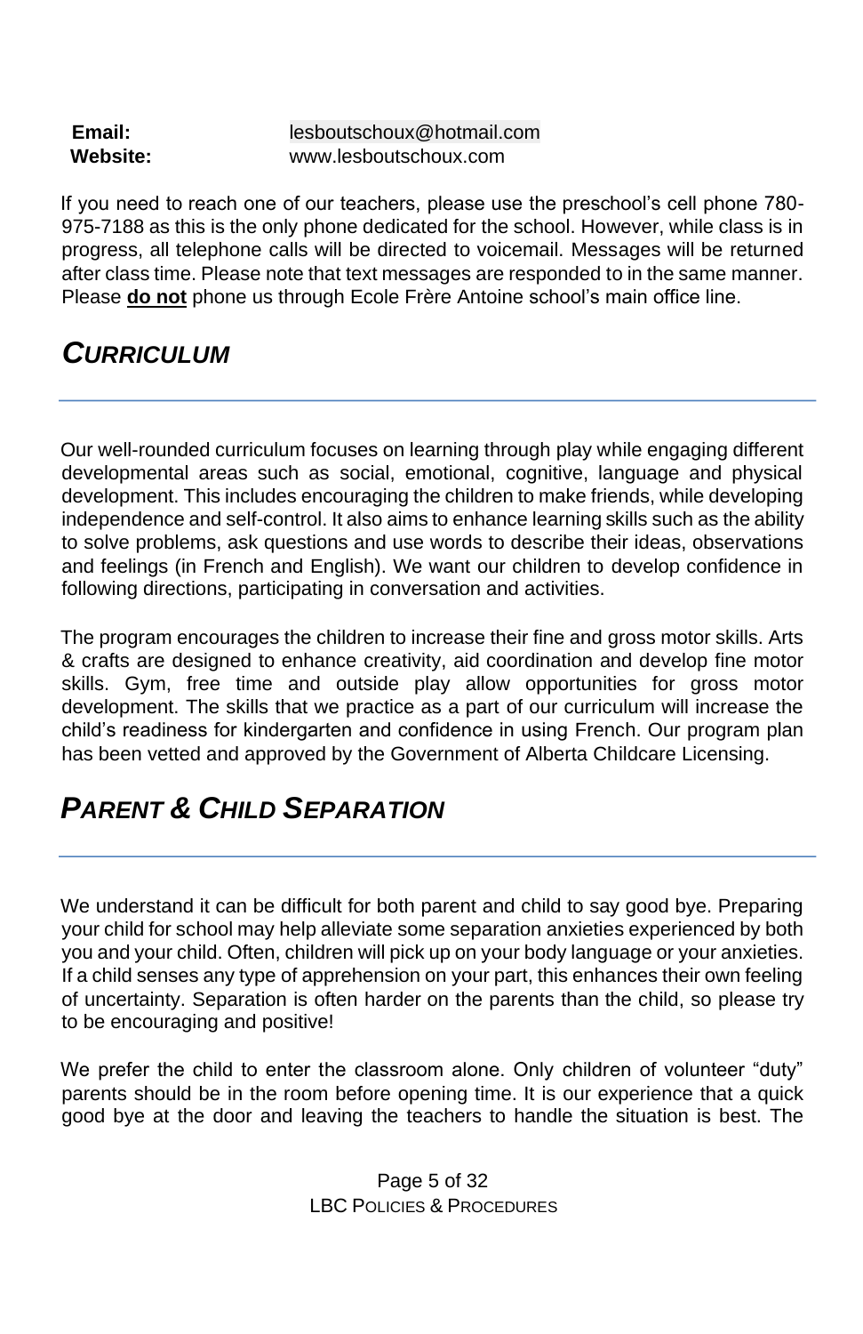**Email:** lesboutschoux@hotmail.com
**Website:** www.lesboutschoux.com

If you need to reach one of our teachers, please use the preschool's cell phone 780-975-7188 as this is the only phone dedicated for the school. However, while class is in progress, all telephone calls will be directed to voicemail. Messages will be returned after class time. Please note that text messages are responded to in the same manner. Please **do not** phone us through Ecole Frère Antoine school's main office line.

## *CURRICULUM*

Our well-rounded curriculum focuses on learning through play while engaging different developmental areas such as social, emotional, cognitive, language and physical development. This includes encouraging the children to make friends, while developing independence and self-control. It also aims to enhance learning skills such as the ability to solve problems, ask questions and use words to describe their ideas, observations and feelings (in French and English). We want our children to develop confidence in following directions, participating in conversation and activities.

The program encourages the children to increase their fine and gross motor skills. Arts & crafts are designed to enhance creativity, aid coordination and develop fine motor skills. Gym, free time and outside play allow opportunities for gross motor development. The skills that we practice as a part of our curriculum will increase the child's readiness for kindergarten and confidence in using French. Our program plan has been vetted and approved by the Government of Alberta Childcare Licensing.

## *PARENT & CHILD SEPARATION*

We understand it can be difficult for both parent and child to say good bye. Preparing your child for school may help alleviate some separation anxieties experienced by both you and your child. Often, children will pick up on your body language or your anxieties. If a child senses any type of apprehension on your part, this enhances their own feeling of uncertainty. Separation is often harder on the parents than the child, so please try to be encouraging and positive!

We prefer the child to enter the classroom alone. Only children of volunteer "duty" parents should be in the room before opening time. It is our experience that a quick good bye at the door and leaving the teachers to handle the situation is best. The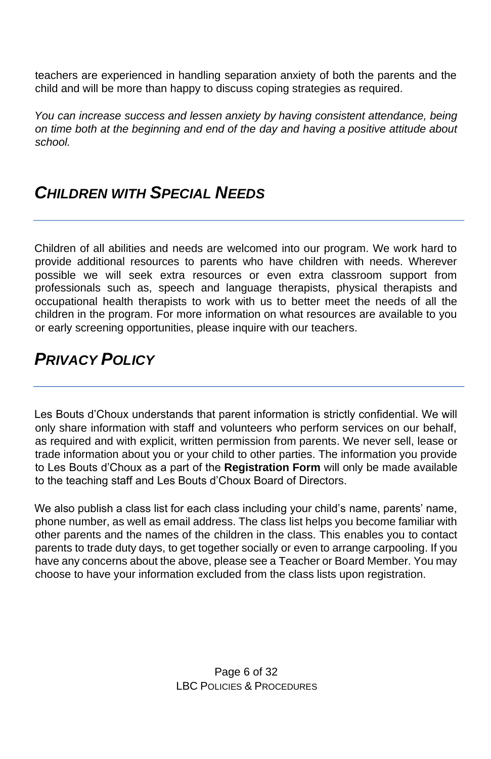teachers are experienced in handling separation anxiety of both the parents and the child and will be more than happy to discuss coping strategies as required.

*You can increase success and lessen anxiety by having consistent attendance, being on time both at the beginning and end of the day and having a positive attitude about school.*

## *CHILDREN WITH SPECIAL NEEDS*

Children of all abilities and needs are welcomed into our program. We work hard to provide additional resources to parents who have children with needs. Wherever possible we will seek extra resources or even extra classroom support from professionals such as, speech and language therapists, physical therapists and occupational health therapists to work with us to better meet the needs of all the children in the program. For more information on what resources are available to you or early screening opportunities, please inquire with our teachers.

## *PRIVACY POLICY*

Les Bouts d'Choux understands that parent information is strictly confidential. We will only share information with staff and volunteers who perform services on our behalf, as required and with explicit, written permission from parents. We never sell, lease or trade information about you or your child to other parties. The information you provide to Les Bouts d'Choux as a part of the **Registration Form** will only be made available to the teaching staff and Les Bouts d'Choux Board of Directors.

We also publish a class list for each class including your child's name, parents' name, phone number, as well as email address. The class list helps you become familiar with other parents and the names of the children in the class. This enables you to contact parents to trade duty days, to get together socially or even to arrange carpooling. If you have any concerns about the above, please see a Teacher or Board Member. You may choose to have your information excluded from the class lists upon registration.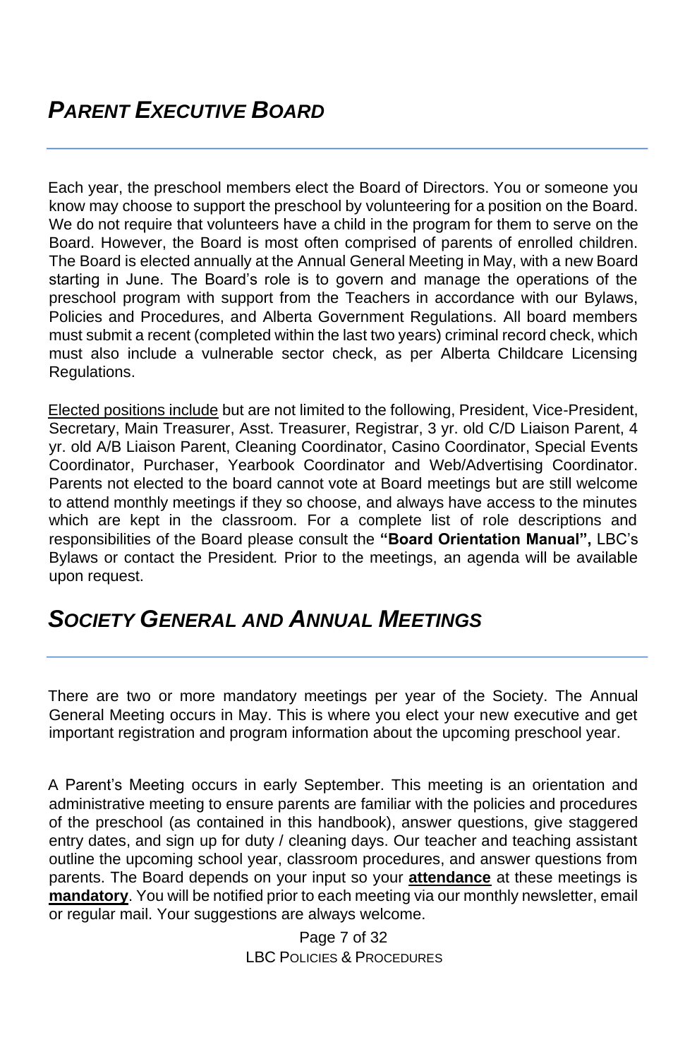## *PARENT EXECUTIVE BOARD*

Each year, the preschool members elect the Board of Directors. You or someone you know may choose to support the preschool by volunteering for a position on the Board. We do not require that volunteers have a child in the program for them to serve on the Board. However, the Board is most often comprised of parents of enrolled children. The Board is elected annually at the Annual General Meeting in May, with a new Board starting in June. The Board's role is to govern and manage the operations of the preschool program with support from the Teachers in accordance with our Bylaws, Policies and Procedures, and Alberta Government Regulations. All board members must submit a recent (completed within the last two years) criminal record check, which must also include a vulnerable sector check, as per Alberta Childcare Licensing Regulations.

Elected positions include but are not limited to the following, President, Vice-President, Secretary, Main Treasurer, Asst. Treasurer, Registrar, 3 yr. old C/D Liaison Parent, 4 yr. old A/B Liaison Parent, Cleaning Coordinator, Casino Coordinator, Special Events Coordinator, Purchaser, Yearbook Coordinator and Web/Advertising Coordinator. Parents not elected to the board cannot vote at Board meetings but are still welcome to attend monthly meetings if they so choose, and always have access to the minutes which are kept in the classroom. For a complete list of role descriptions and responsibilities of the Board please consult the **"Board Orientation Manual",** LBC's Bylaws or contact the President. Prior to the meetings, an agenda will be available upon request.

## *SOCIETY GENERAL AND ANNUAL MEETINGS*

There are two or more mandatory meetings per year of the Society. The Annual General Meeting occurs in May. This is where you elect your new executive and get important registration and program information about the upcoming preschool year.

A Parent's Meeting occurs in early September. This meeting is an orientation and administrative meeting to ensure parents are familiar with the policies and procedures of the preschool (as contained in this handbook), answer questions, give staggered entry dates, and sign up for duty / cleaning days. Our teacher and teaching assistant outline the upcoming school year, classroom procedures, and answer questions from parents. The Board depends on your input so your **attendance** at these meetings is **mandatory**. You will be notified prior to each meeting via our monthly newsletter, email or regular mail. Your suggestions are always welcome.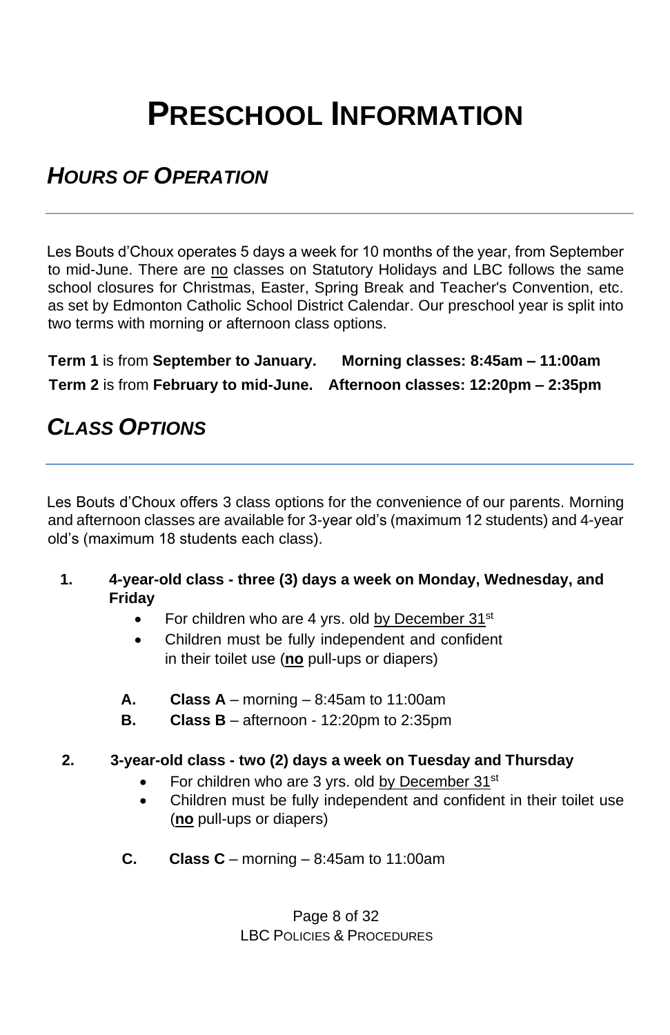# PRESCHOOL INFORMATION

## *HOURS OF OPERATION*

Les Bouts d'Choux operates 5 days a week for 10 months of the year, from September to mid-June. There are no classes on Statutory Holidays and LBC follows the same school closures for Christmas, Easter, Spring Break and Teacher's Convention, etc. as set by Edmonton Catholic School District Calendar. Our preschool year is split into two terms with morning or afternoon class options.

**Term 1** is from **September to January.** **Morning classes: 8:45am – 11:00am**

**Term 2** is from **February to mid-June.** **Afternoon classes: 12:20pm – 2:35pm**

## *CLASS OPTIONS*

Les Bouts d'Choux offers 3 class options for the convenience of our parents. Morning and afternoon classes are available for 3-year old's (maximum 12 students) and 4-year old's (maximum 18 students each class).

1. **4-year-old class - three (3) days a week on Monday, Wednesday, and Friday**
   - For children who are 4 yrs. old by December 31st
   - Children must be fully independent and confident in their toilet use (**no** pull-ups or diapers)

   A. **Class A** – morning – 8:45am to 11:00am
   
   B. **Class B** – afternoon - 12:20pm to 2:35pm

2. **3-year-old class - two (2) days a week on Tuesday and Thursday**
   - For children who are 3 yrs. old by December 31st
   - Children must be fully independent and confident in their toilet use (**no** pull-ups or diapers)

   C. **Class C** – morning – 8:45am to 11:00am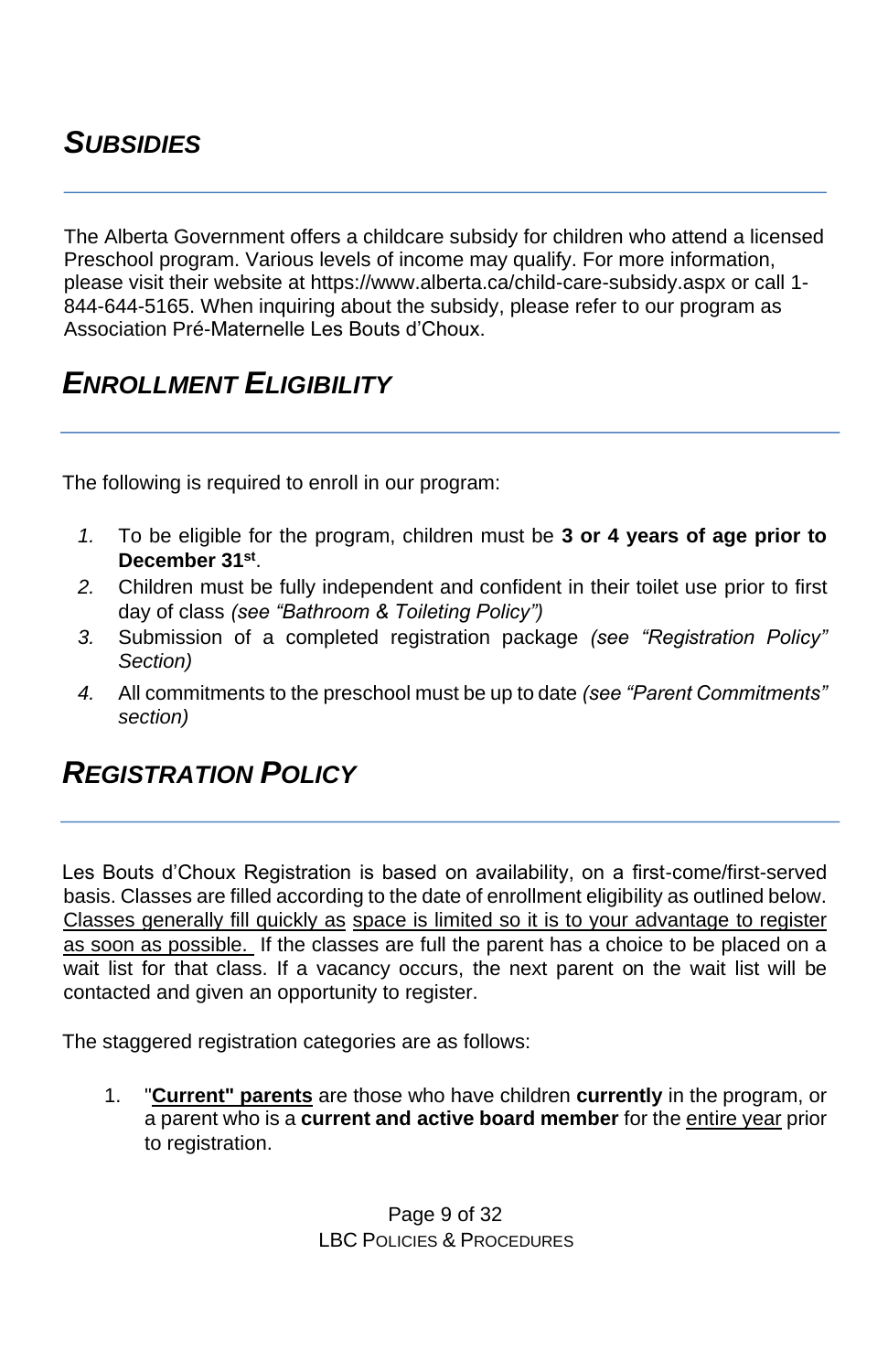## *Subsidies*

The Alberta Government offers a childcare subsidy for children who attend a licensed Preschool program. Various levels of income may qualify. For more information, please visit their website at https://www.alberta.ca/child-care-subsidy.aspx or call 1-844-644-5165. When inquiring about the subsidy, please refer to our program as Association Pré-Maternelle Les Bouts d'Choux.

## *Enrollment Eligibility*

The following is required to enroll in our program:

1. To be eligible for the program, children must be **3 or 4 years of age prior to December 31st**.
2. Children must be fully independent and confident in their toilet use prior to first day of class *(see "Bathroom & Toileting Policy")*
3. Submission of a completed registration package *(see "Registration Policy" Section)*
4. All commitments to the preschool must be up to date *(see "Parent Commitments" section)*

## *Registration Policy*

Les Bouts d'Choux Registration is based on availability, on a first-come/first-served basis. Classes are filled according to the date of enrollment eligibility as outlined below. Classes generally fill quickly as space is limited so it is to your advantage to register as soon as possible. If the classes are full the parent has a choice to be placed on a wait list for that class. If a vacancy occurs, the next parent on the wait list will be contacted and given an opportunity to register.

The staggered registration categories are as follows:

1. "**Current" parents** are those who have children **currently** in the program, or a parent who is a **current and active board member** for the entire year prior to registration.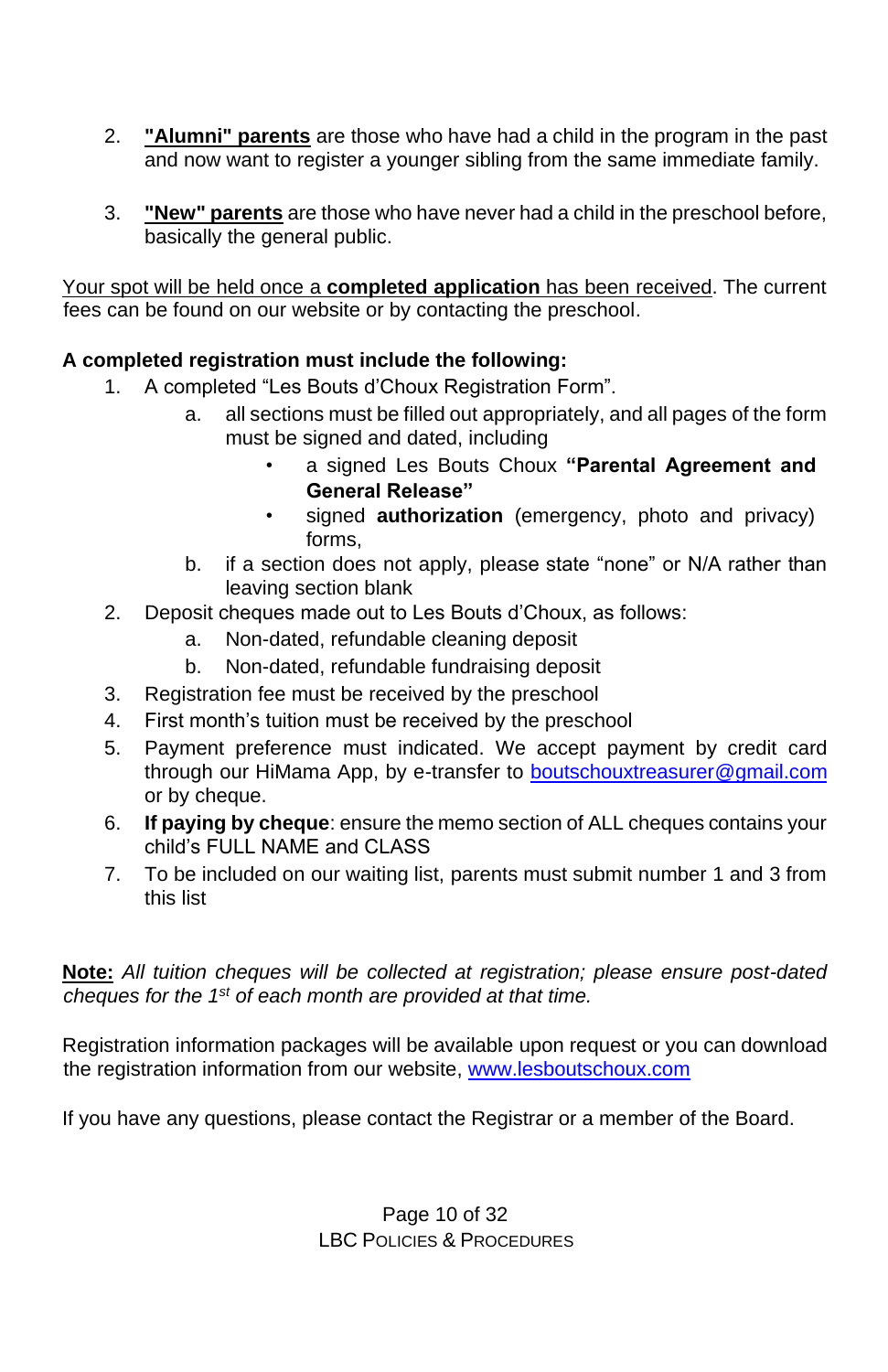2. **"Alumni" parents** are those who have had a child in the program in the past and now want to register a younger sibling from the same immediate family.

3. **"New" parents** are those who have never had a child in the preschool before, basically the general public.

Your spot will be held once a **completed application** has been received. The current fees can be found on our website or by contacting the preschool.

**A completed registration must include the following:**

1. A completed "Les Bouts d'Choux Registration Form".
   a. all sections must be filled out appropriately, and all pages of the form must be signed and dated, including
      - a signed Les Bouts Choux **"Parental Agreement and General Release"**
      - signed **authorization** (emergency, photo and privacy) forms,
   b. if a section does not apply, please state "none" or N/A rather than leaving section blank
2. Deposit cheques made out to Les Bouts d'Choux, as follows:
   a. Non-dated, refundable cleaning deposit
   b. Non-dated, refundable fundraising deposit
3. Registration fee must be received by the preschool
4. First month's tuition must be received by the preschool
5. Payment preference must indicated. We accept payment by credit card through our HiMama App, by e-transfer to boutschouxtreasurer@gmail.com or by cheque.
6. **If paying by cheque**: ensure the memo section of ALL cheques contains your child's FULL NAME and CLASS
7. To be included on our waiting list, parents must submit number 1 and 3 from this list

**Note:** *All tuition cheques will be collected at registration; please ensure post-dated cheques for the 1st of each month are provided at that time.*

Registration information packages will be available upon request or you can download the registration information from our website, www.lesboutschoux.com

If you have any questions, please contact the Registrar or a member of the Board.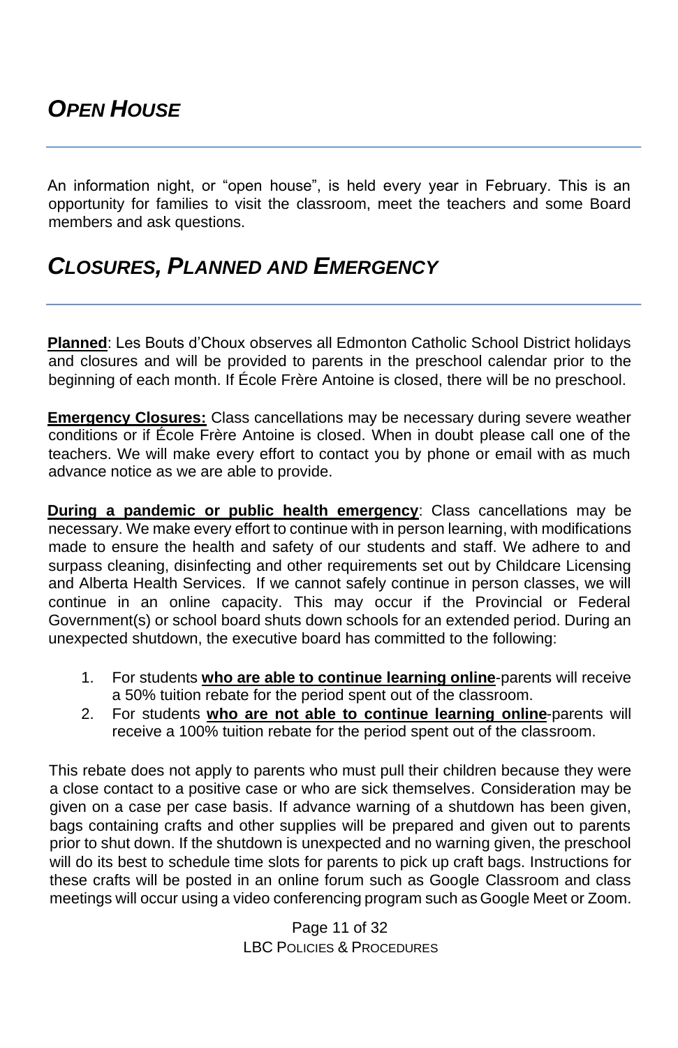## *OPEN HOUSE*

An information night, or "open house", is held every year in February. This is an opportunity for families to visit the classroom, meet the teachers and some Board members and ask questions.

## *CLOSURES, PLANNED AND EMERGENCY*

**Planned**: Les Bouts d'Choux observes all Edmonton Catholic School District holidays and closures and will be provided to parents in the preschool calendar prior to the beginning of each month. If École Frère Antoine is closed, there will be no preschool.

**Emergency Closures:** Class cancellations may be necessary during severe weather conditions or if École Frère Antoine is closed. When in doubt please call one of the teachers. We will make every effort to contact you by phone or email with as much advance notice as we are able to provide.

**During a pandemic or public health emergency**: Class cancellations may be necessary. We make every effort to continue with in person learning, with modifications made to ensure the health and safety of our students and staff. We adhere to and surpass cleaning, disinfecting and other requirements set out by Childcare Licensing and Alberta Health Services. If we cannot safely continue in person classes, we will continue in an online capacity. This may occur if the Provincial or Federal Government(s) or school board shuts down schools for an extended period. During an unexpected shutdown, the executive board has committed to the following:

1. For students **who are able to continue learning online**-parents will receive a 50% tuition rebate for the period spent out of the classroom.
2. For students **who are not able to continue learning online**-parents will receive a 100% tuition rebate for the period spent out of the classroom.

This rebate does not apply to parents who must pull their children because they were a close contact to a positive case or who are sick themselves. Consideration may be given on a case per case basis. If advance warning of a shutdown has been given, bags containing crafts and other supplies will be prepared and given out to parents prior to shut down. If the shutdown is unexpected and no warning given, the preschool will do its best to schedule time slots for parents to pick up craft bags. Instructions for these crafts will be posted in an online forum such as Google Classroom and class meetings will occur using a video conferencing program such as Google Meet or Zoom.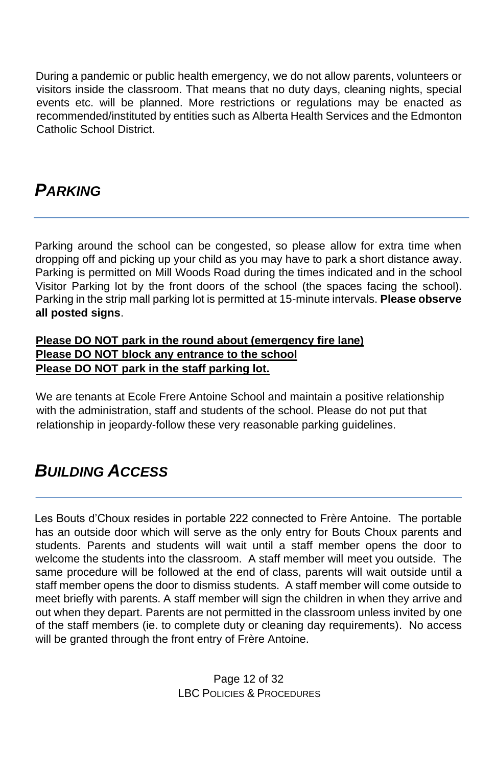During a pandemic or public health emergency, we do not allow parents, volunteers or visitors inside the classroom. That means that no duty days, cleaning nights, special events etc. will be planned. More restrictions or regulations may be enacted as recommended/instituted by entities such as Alberta Health Services and the Edmonton Catholic School District.

## *PARKING*

Parking around the school can be congested, so please allow for extra time when dropping off and picking up your child as you may have to park a short distance away. Parking is permitted on Mill Woods Road during the times indicated and in the school Visitor Parking lot by the front doors of the school (the spaces facing the school). Parking in the strip mall parking lot is permitted at 15-minute intervals. **Please observe all posted signs**.

**<u>Please DO NOT park in the round about (emergency fire lane)</u>**
**<u>Please DO NOT block any entrance to the school</u>**
**<u>Please DO NOT park in the staff parking lot.</u>**

We are tenants at Ecole Frere Antoine School and maintain a positive relationship with the administration, staff and students of the school. Please do not put that relationship in jeopardy-follow these very reasonable parking guidelines.

## *BUILDING ACCESS*

Les Bouts d'Choux resides in portable 222 connected to Frère Antoine. The portable has an outside door which will serve as the only entry for Bouts Choux parents and students. Parents and students will wait until a staff member opens the door to welcome the students into the classroom. A staff member will meet you outside. The same procedure will be followed at the end of class, parents will wait outside until a staff member opens the door to dismiss students. A staff member will come outside to meet briefly with parents. A staff member will sign the children in when they arrive and out when they depart. Parents are not permitted in the classroom unless invited by one of the staff members (ie. to complete duty or cleaning day requirements). No access will be granted through the front entry of Frère Antoine.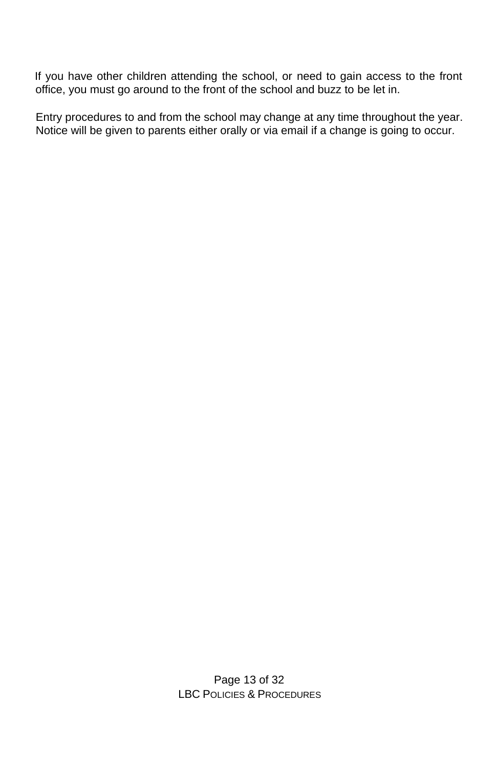If you have other children attending the school, or need to gain access to the front office, you must go around to the front of the school and buzz to be let in.

Entry procedures to and from the school may change at any time throughout the year. Notice will be given to parents either orally or via email if a change is going to occur.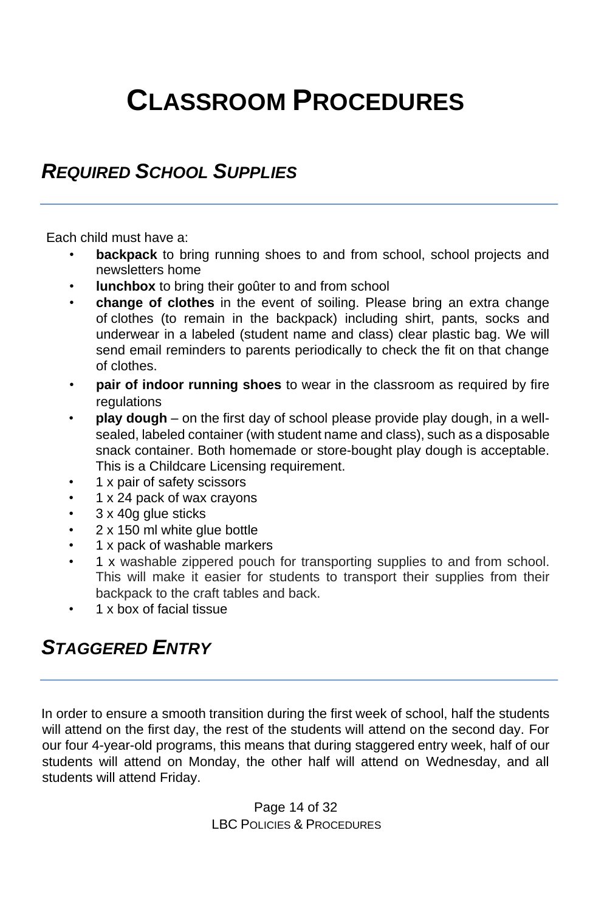# CLASSROOM PROCEDURES

## *REQUIRED SCHOOL SUPPLIES*

Each child must have a:

- **backpack** to bring running shoes to and from school, school projects and newsletters home
- **lunchbox** to bring their goûter to and from school
- **change of clothes** in the event of soiling. Please bring an extra change of clothes (to remain in the backpack) including shirt, pants, socks and underwear in a labeled (student name and class) clear plastic bag. We will send email reminders to parents periodically to check the fit on that change of clothes.
- **pair of indoor running shoes** to wear in the classroom as required by fire regulations
- **play dough** – on the first day of school please provide play dough, in a well-sealed, labeled container (with student name and class), such as a disposable snack container. Both homemade or store-bought play dough is acceptable. This is a Childcare Licensing requirement.
- 1 x pair of safety scissors
- 1 x 24 pack of wax crayons
- 3 x 40g glue sticks
- 2 x 150 ml white glue bottle
- 1 x pack of washable markers
- 1 x washable zippered pouch for transporting supplies to and from school. This will make it easier for students to transport their supplies from their backpack to the craft tables and back.
- 1 x box of facial tissue

## *STAGGERED ENTRY*

In order to ensure a smooth transition during the first week of school, half the students will attend on the first day, the rest of the students will attend on the second day. For our four 4-year-old programs, this means that during staggered entry week, half of our students will attend on Monday, the other half will attend on Wednesday, and all students will attend Friday.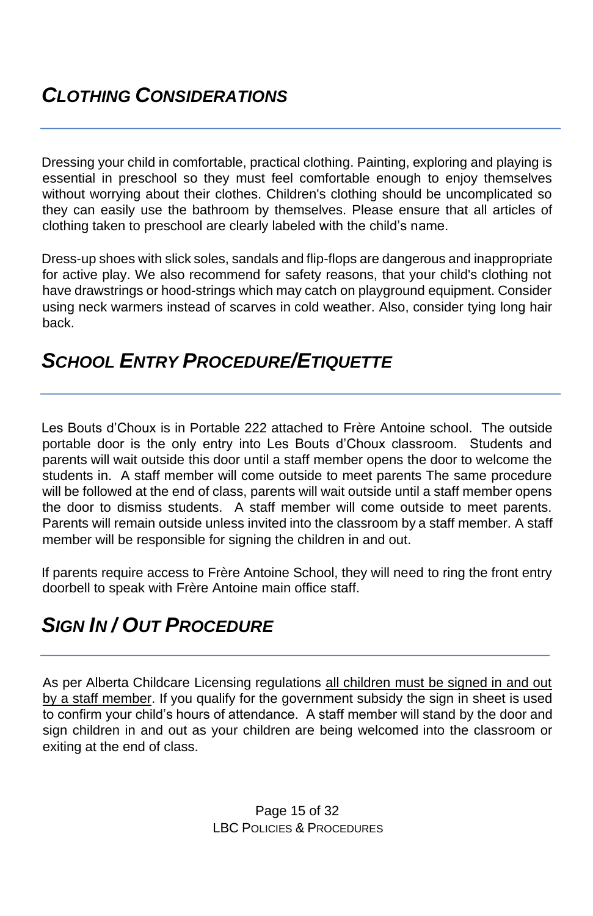## *CLOTHING CONSIDERATIONS*

Dressing your child in comfortable, practical clothing. Painting, exploring and playing is essential in preschool so they must feel comfortable enough to enjoy themselves without worrying about their clothes. Children's clothing should be uncomplicated so they can easily use the bathroom by themselves. Please ensure that all articles of clothing taken to preschool are clearly labeled with the child's name.

Dress-up shoes with slick soles, sandals and flip-flops are dangerous and inappropriate for active play. We also recommend for safety reasons, that your child's clothing not have drawstrings or hood-strings which may catch on playground equipment. Consider using neck warmers instead of scarves in cold weather. Also, consider tying long hair back.

## *SCHOOL ENTRY PROCEDURE/ETIQUETTE*

Les Bouts d'Choux is in Portable 222 attached to Frère Antoine school. The outside portable door is the only entry into Les Bouts d'Choux classroom. Students and parents will wait outside this door until a staff member opens the door to welcome the students in. A staff member will come outside to meet parents The same procedure will be followed at the end of class, parents will wait outside until a staff member opens the door to dismiss students. A staff member will come outside to meet parents. Parents will remain outside unless invited into the classroom by a staff member. A staff member will be responsible for signing the children in and out.

If parents require access to Frère Antoine School, they will need to ring the front entry doorbell to speak with Frère Antoine main office staff.

## *SIGN IN / OUT PROCEDURE*

As per Alberta Childcare Licensing regulations <u>all children must be signed in and out by a staff member</u>. If you qualify for the government subsidy the sign in sheet is used to confirm your child's hours of attendance. A staff member will stand by the door and sign children in and out as your children are being welcomed into the classroom or exiting at the end of class.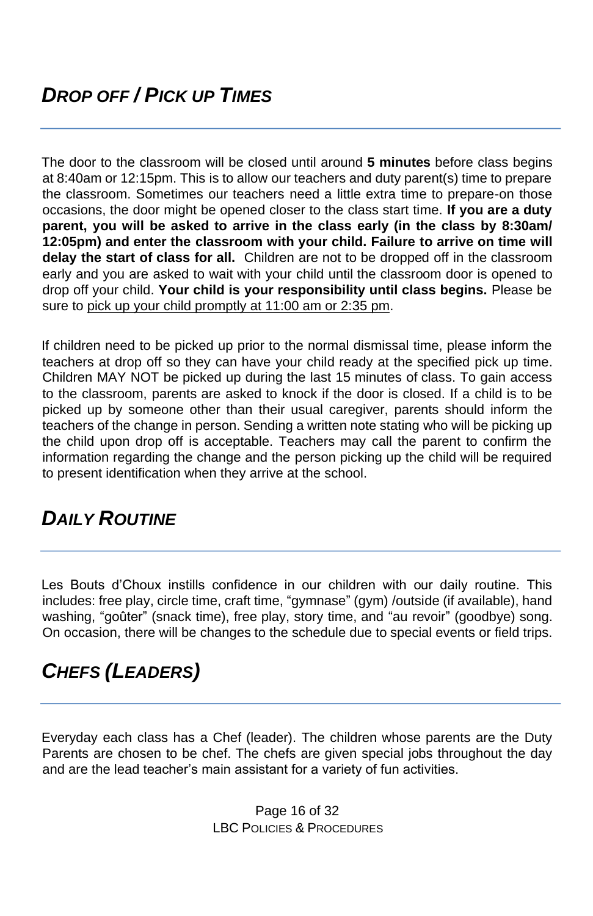## *Drop off / Pick up Times*

The door to the classroom will be closed until around **5 minutes** before class begins at 8:40am or 12:15pm. This is to allow our teachers and duty parent(s) time to prepare the classroom. Sometimes our teachers need a little extra time to prepare-on those occasions, the door might be opened closer to the class start time. **If you are a duty parent, you will be asked to arrive in the class early (in the class by 8:30am/ 12:05pm) and enter the classroom with your child. Failure to arrive on time will delay the start of class for all.** Children are not to be dropped off in the classroom early and you are asked to wait with your child until the classroom door is opened to drop off your child. **Your child is your responsibility until class begins.** Please be sure to <u>pick up your child promptly at 11:00 am or 2:35 pm</u>.

If children need to be picked up prior to the normal dismissal time, please inform the teachers at drop off so they can have your child ready at the specified pick up time. Children MAY NOT be picked up during the last 15 minutes of class. To gain access to the classroom, parents are asked to knock if the door is closed. If a child is to be picked up by someone other than their usual caregiver, parents should inform the teachers of the change in person. Sending a written note stating who will be picking up the child upon drop off is acceptable. Teachers may call the parent to confirm the information regarding the change and the person picking up the child will be required to present identification when they arrive at the school.

## *Daily Routine*

Les Bouts d'Choux instills confidence in our children with our daily routine. This includes: free play, circle time, craft time, "gymnase" (gym) /outside (if available), hand washing, "goûter" (snack time), free play, story time, and "au revoir" (goodbye) song. On occasion, there will be changes to the schedule due to special events or field trips.

## *Chefs (Leaders)*

Everyday each class has a Chef (leader). The children whose parents are the Duty Parents are chosen to be chef. The chefs are given special jobs throughout the day and are the lead teacher's main assistant for a variety of fun activities.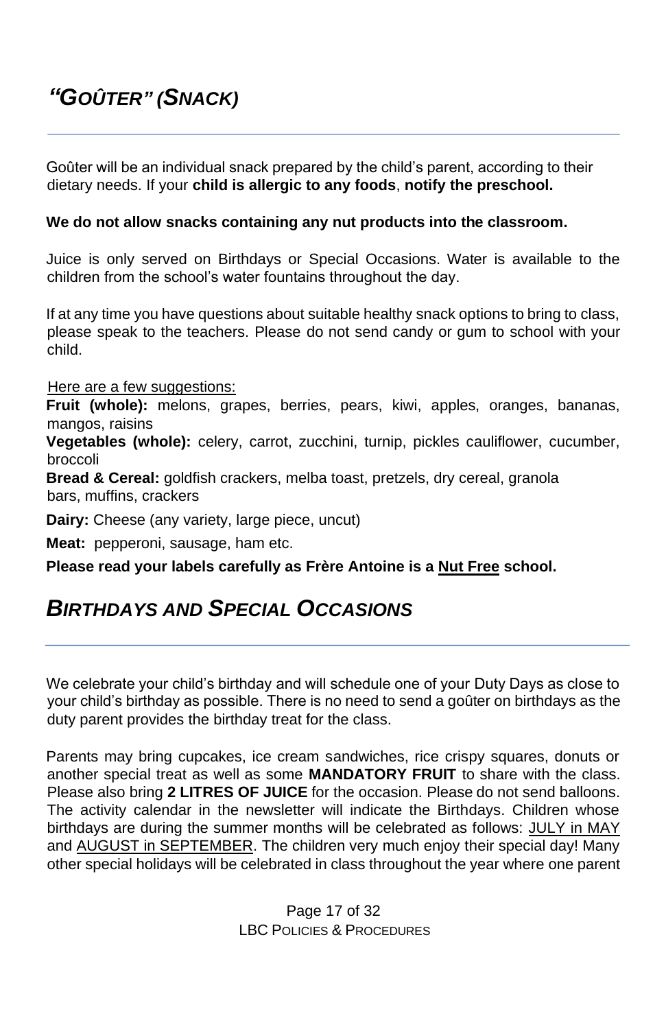## *"Goûter" (Snack)*

Goûter will be an individual snack prepared by the child's parent, according to their dietary needs. If your **child is allergic to any foods**, **notify the preschool.**

**We do not allow snacks containing any nut products into the classroom.**

Juice is only served on Birthdays or Special Occasions. Water is available to the children from the school's water fountains throughout the day.

If at any time you have questions about suitable healthy snack options to bring to class, please speak to the teachers. Please do not send candy or gum to school with your child.

<u>Here are a few suggestions:</u>

**Fruit (whole):** melons, grapes, berries, pears, kiwi, apples, oranges, bananas, mangos, raisins

**Vegetables (whole):** celery, carrot, zucchini, turnip, pickles cauliflower, cucumber, broccoli

**Bread & Cereal:** goldfish crackers, melba toast, pretzels, dry cereal, granola bars, muffins, crackers

**Dairy:** Cheese (any variety, large piece, uncut)

**Meat:** pepperoni, sausage, ham etc.

**Please read your labels carefully as Frère Antoine is a <u>Nut Free</u> school.**

## *Birthdays and Special Occasions*

We celebrate your child's birthday and will schedule one of your Duty Days as close to your child's birthday as possible. There is no need to send a goûter on birthdays as the duty parent provides the birthday treat for the class.

Parents may bring cupcakes, ice cream sandwiches, rice crispy squares, donuts or another special treat as well as some **MANDATORY FRUIT** to share with the class. Please also bring **2 LITRES OF JUICE** for the occasion. Please do not send balloons. The activity calendar in the newsletter will indicate the Birthdays. Children whose birthdays are during the summer months will be celebrated as follows: <u>JULY in MAY</u> and <u>AUGUST in SEPTEMBER</u>. The children very much enjoy their special day! Many other special holidays will be celebrated in class throughout the year where one parent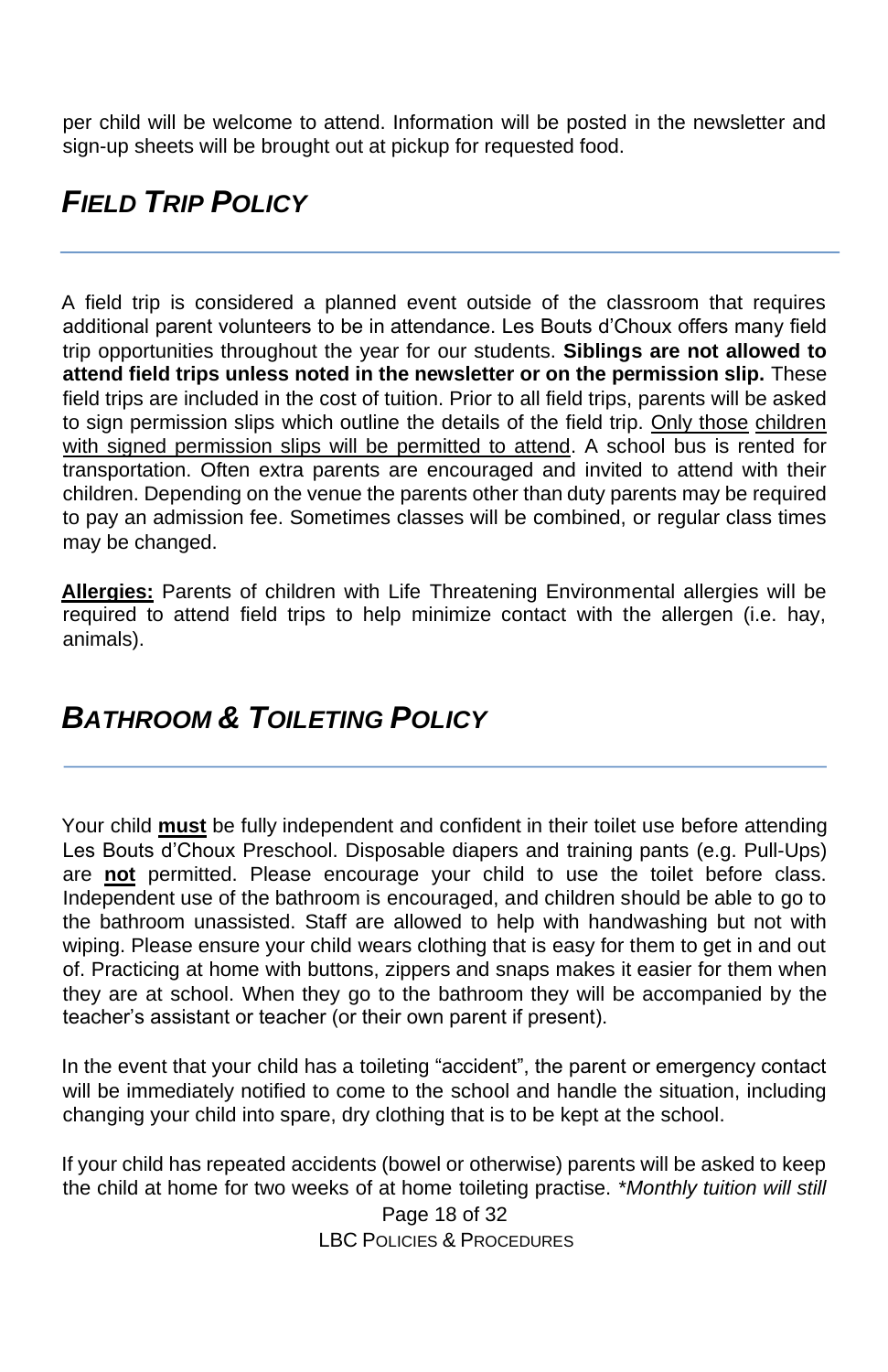per child will be welcome to attend. Information will be posted in the newsletter and sign-up sheets will be brought out at pickup for requested food.

## *FIELD TRIP POLICY*

A field trip is considered a planned event outside of the classroom that requires additional parent volunteers to be in attendance. Les Bouts d'Choux offers many field trip opportunities throughout the year for our students. **Siblings are not allowed to attend field trips unless noted in the newsletter or on the permission slip.** These field trips are included in the cost of tuition. Prior to all field trips, parents will be asked to sign permission slips which outline the details of the field trip. <u>Only those children with signed permission slips will be permitted to attend</u>. A school bus is rented for transportation. Often extra parents are encouraged and invited to attend with their children. Depending on the venue the parents other than duty parents may be required to pay an admission fee. Sometimes classes will be combined, or regular class times may be changed.

**<u>Allergies:</u>** Parents of children with Life Threatening Environmental allergies will be required to attend field trips to help minimize contact with the allergen (i.e. hay, animals).

## *BATHROOM & TOILETING POLICY*

Your child **<u>must</u>** be fully independent and confident in their toilet use before attending Les Bouts d'Choux Preschool. Disposable diapers and training pants (e.g. Pull-Ups) are **<u>not</u>** permitted. Please encourage your child to use the toilet before class. Independent use of the bathroom is encouraged, and children should be able to go to the bathroom unassisted. Staff are allowed to help with handwashing but not with wiping. Please ensure your child wears clothing that is easy for them to get in and out of. Practicing at home with buttons, zippers and snaps makes it easier for them when they are at school. When they go to the bathroom they will be accompanied by the teacher's assistant or teacher (or their own parent if present).

In the event that your child has a toileting "accident", the parent or emergency contact will be immediately notified to come to the school and handle the situation, including changing your child into spare, dry clothing that is to be kept at the school.

If your child has repeated accidents (bowel or otherwise) parents will be asked to keep the child at home for two weeks of at home toileting practise. **Monthly tuition will still*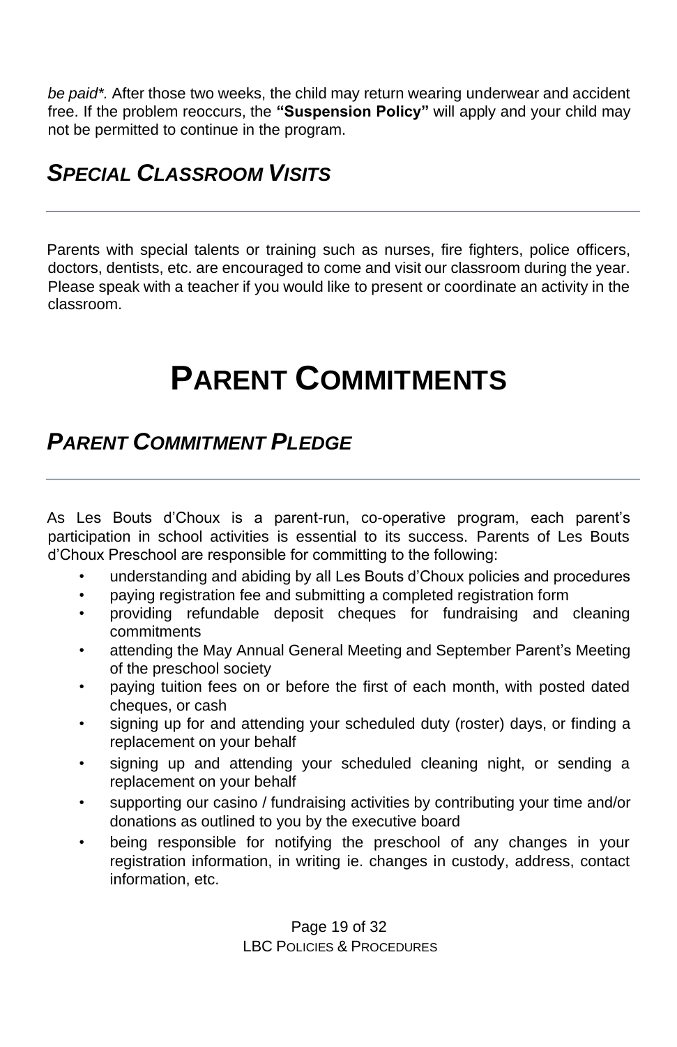*be paid\*.* After those two weeks, the child may return wearing underwear and accident free. If the problem reoccurs, the **"Suspension Policy"** will apply and your child may not be permitted to continue in the program.

## *SPECIAL CLASSROOM VISITS*

Parents with special talents or training such as nurses, fire fighters, police officers, doctors, dentists, etc. are encouraged to come and visit our classroom during the year. Please speak with a teacher if you would like to present or coordinate an activity in the classroom.

# PARENT COMMITMENTS

## *PARENT COMMITMENT PLEDGE*

As Les Bouts d'Choux is a parent-run, co-operative program, each parent's participation in school activities is essential to its success. Parents of Les Bouts d'Choux Preschool are responsible for committing to the following:

- understanding and abiding by all Les Bouts d'Choux policies and procedures
- paying registration fee and submitting a completed registration form
- providing refundable deposit cheques for fundraising and cleaning commitments
- attending the May Annual General Meeting and September Parent's Meeting of the preschool society
- paying tuition fees on or before the first of each month, with posted dated cheques, or cash
- signing up for and attending your scheduled duty (roster) days, or finding a replacement on your behalf
- signing up and attending your scheduled cleaning night, or sending a replacement on your behalf
- supporting our casino / fundraising activities by contributing your time and/or donations as outlined to you by the executive board
- being responsible for notifying the preschool of any changes in your registration information, in writing ie. changes in custody, address, contact information, etc.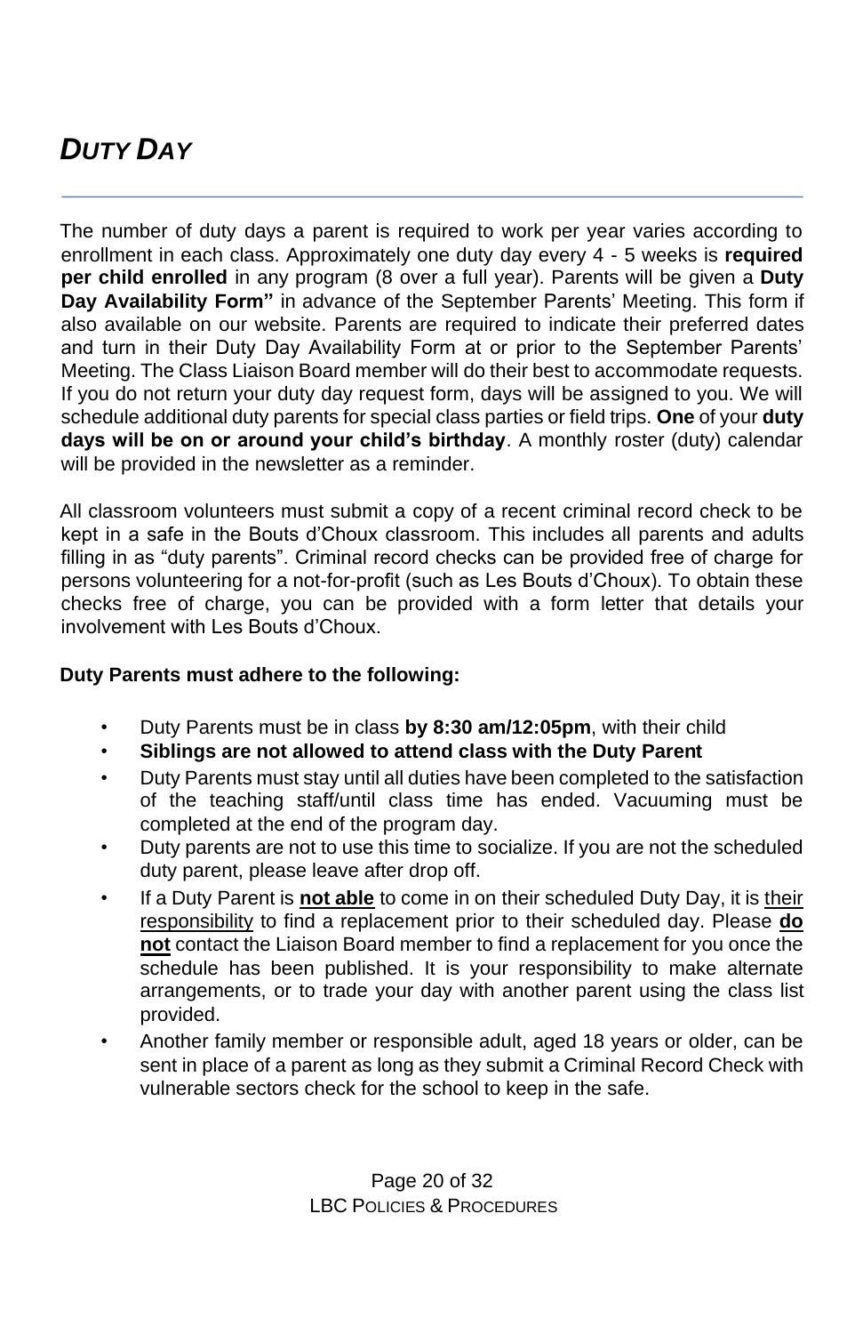# *DUTY DAY*

The number of duty days a parent is required to work per year varies according to enrollment in each class. Approximately one duty day every 4 - 5 weeks is **required per child enrolled** in any program (8 over a full year). Parents will be given a **Duty Day Availability Form"** in advance of the September Parents' Meeting. This form if also available on our website. Parents are required to indicate their preferred dates and turn in their Duty Day Availability Form at or prior to the September Parents' Meeting. The Class Liaison Board member will do their best to accommodate requests. If you do not return your duty day request form, days will be assigned to you. We will schedule additional duty parents for special class parties or field trips. **One** of your **duty days will be on or around your child's birthday**. A monthly roster (duty) calendar will be provided in the newsletter as a reminder.

All classroom volunteers must submit a copy of a recent criminal record check to be kept in a safe in the Bouts d'Choux classroom. This includes all parents and adults filling in as "duty parents". Criminal record checks can be provided free of charge for persons volunteering for a not-for-profit (such as Les Bouts d'Choux). To obtain these checks free of charge, you can be provided with a form letter that details your involvement with Les Bouts d'Choux.

**Duty Parents must adhere to the following:**

- Duty Parents must be in class **by 8:30 am/12:05pm**, with their child
- **Siblings are not allowed to attend class with the Duty Parent**
- Duty Parents must stay until all duties have been completed to the satisfaction of the teaching staff/until class time has ended. Vacuuming must be completed at the end of the program day.
- Duty parents are not to use this time to socialize. If you are not the scheduled duty parent, please leave after drop off.
- If a Duty Parent is **not able** to come in on their scheduled Duty Day, it is their responsibility to find a replacement prior to their scheduled day. Please **do not** contact the Liaison Board member to find a replacement for you once the schedule has been published. It is your responsibility to make alternate arrangements, or to trade your day with another parent using the class list provided.
- Another family member or responsible adult, aged 18 years or older, can be sent in place of a parent as long as they submit a Criminal Record Check with vulnerable sectors check for the school to keep in the safe.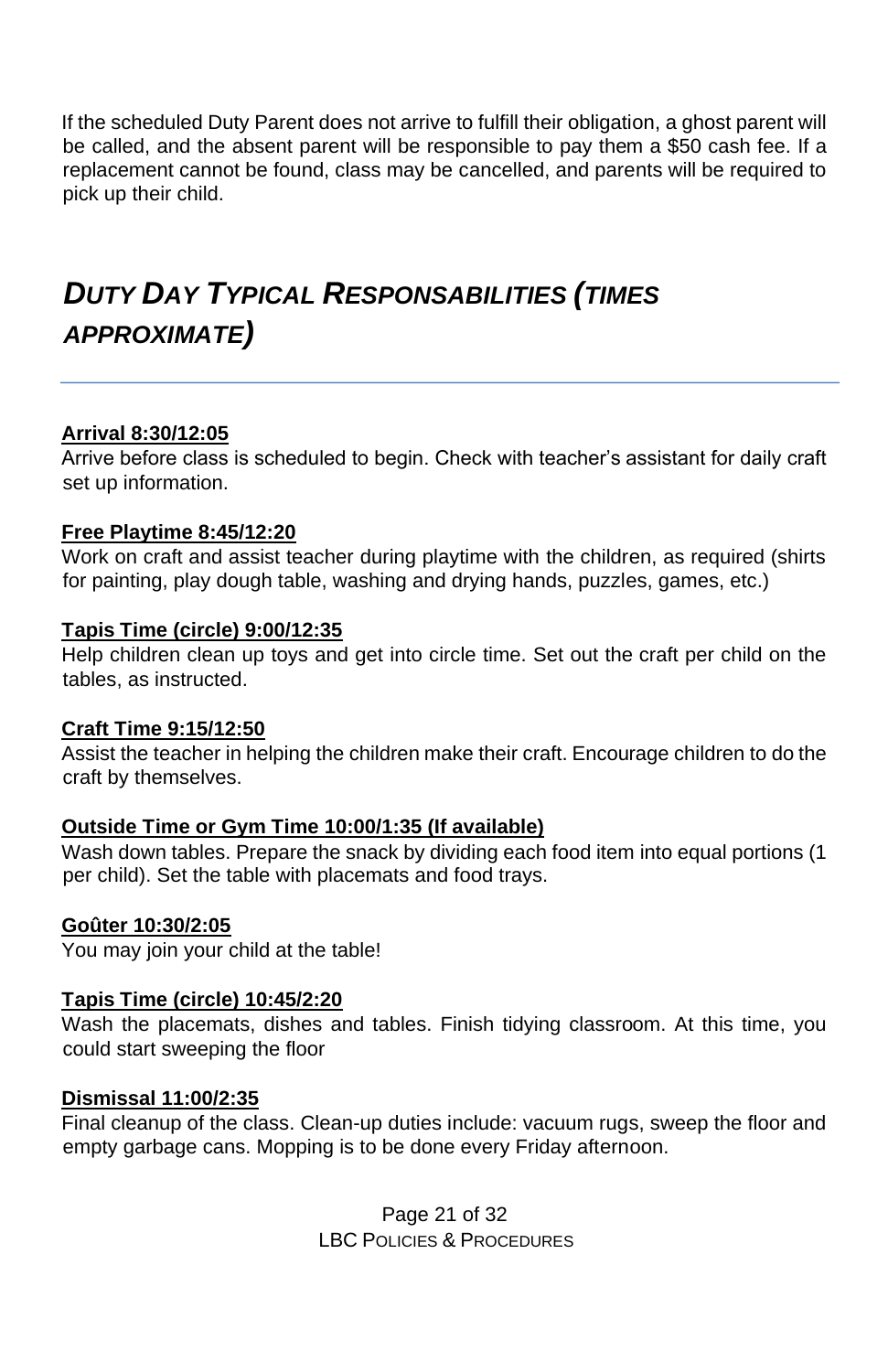If the scheduled Duty Parent does not arrive to fulfill their obligation, a ghost parent will be called, and the absent parent will be responsible to pay them a $50 cash fee. If a replacement cannot be found, class may be cancelled, and parents will be required to pick up their child.

## *DUTY DAY TYPICAL RESPONSABILITIES (TIMES APPROXIMATE)*

**Arrival 8:30/12:05**

Arrive before class is scheduled to begin. Check with teacher's assistant for daily craft set up information.

**Free Playtime 8:45/12:20**

Work on craft and assist teacher during playtime with the children, as required (shirts for painting, play dough table, washing and drying hands, puzzles, games, etc.)

**Tapis Time (circle) 9:00/12:35**

Help children clean up toys and get into circle time. Set out the craft per child on the tables, as instructed.

**Craft Time 9:15/12:50**

Assist the teacher in helping the children make their craft. Encourage children to do the craft by themselves.

**Outside Time or Gym Time 10:00/1:35 (If available)**

Wash down tables. Prepare the snack by dividing each food item into equal portions (1 per child). Set the table with placemats and food trays.

**Goûter 10:30/2:05**

You may join your child at the table!

**Tapis Time (circle) 10:45/2:20**

Wash the placemats, dishes and tables. Finish tidying classroom. At this time, you could start sweeping the floor

**Dismissal 11:00/2:35**

Final cleanup of the class. Clean-up duties include: vacuum rugs, sweep the floor and empty garbage cans. Mopping is to be done every Friday afternoon.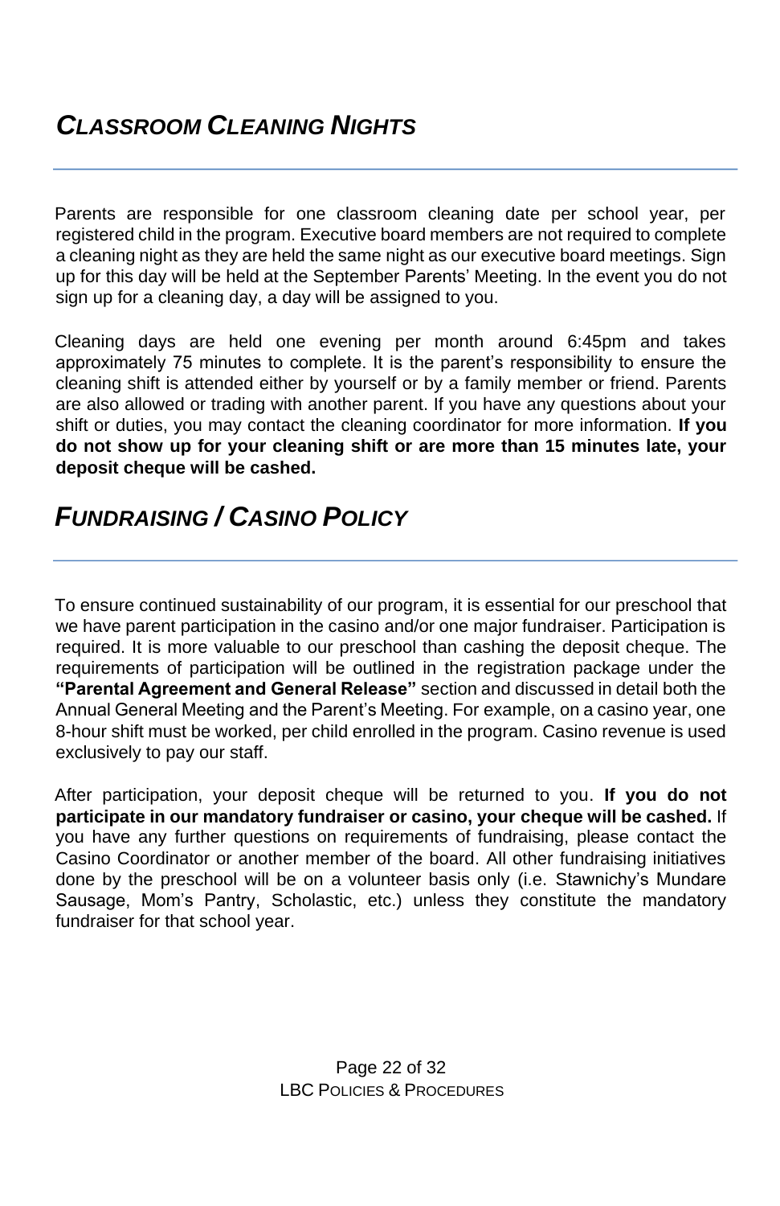## *Classroom Cleaning Nights*

Parents are responsible for one classroom cleaning date per school year, per registered child in the program. Executive board members are not required to complete a cleaning night as they are held the same night as our executive board meetings. Sign up for this day will be held at the September Parents' Meeting. In the event you do not sign up for a cleaning day, a day will be assigned to you.

Cleaning days are held one evening per month around 6:45pm and takes approximately 75 minutes to complete. It is the parent's responsibility to ensure the cleaning shift is attended either by yourself or by a family member or friend. Parents are also allowed or trading with another parent. If you have any questions about your shift or duties, you may contact the cleaning coordinator for more information. **If you do not show up for your cleaning shift or are more than 15 minutes late, your deposit cheque will be cashed.**

## *Fundraising / Casino Policy*

To ensure continued sustainability of our program, it is essential for our preschool that we have parent participation in the casino and/or one major fundraiser. Participation is required. It is more valuable to our preschool than cashing the deposit cheque. The requirements of participation will be outlined in the registration package under the **"Parental Agreement and General Release"** section and discussed in detail both the Annual General Meeting and the Parent's Meeting. For example, on a casino year, one 8-hour shift must be worked, per child enrolled in the program. Casino revenue is used exclusively to pay our staff.

After participation, your deposit cheque will be returned to you. **If you do not participate in our mandatory fundraiser or casino, your cheque will be cashed.** If you have any further questions on requirements of fundraising, please contact the Casino Coordinator or another member of the board. All other fundraising initiatives done by the preschool will be on a volunteer basis only (i.e. Stawnichy's Mundare Sausage, Mom's Pantry, Scholastic, etc.) unless they constitute the mandatory fundraiser for that school year.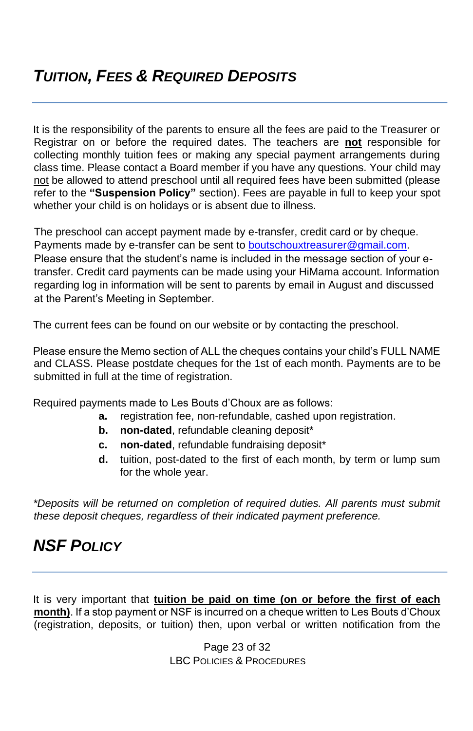## *TUITION, FEES & REQUIRED DEPOSITS*

It is the responsibility of the parents to ensure all the fees are paid to the Treasurer or Registrar on or before the required dates. The teachers are **not** responsible for collecting monthly tuition fees or making any special payment arrangements during class time. Please contact a Board member if you have any questions. Your child may not be allowed to attend preschool until all required fees have been submitted (please refer to the **"Suspension Policy"** section). Fees are payable in full to keep your spot whether your child is on holidays or is absent due to illness.

The preschool can accept payment made by e-transfer, credit card or by cheque. Payments made by e-transfer can be sent to boutschouxtreasurer@gmail.com. Please ensure that the student's name is included in the message section of your e-transfer. Credit card payments can be made using your HiMama account. Information regarding log in information will be sent to parents by email in August and discussed at the Parent's Meeting in September.

The current fees can be found on our website or by contacting the preschool.

Please ensure the Memo section of ALL the cheques contains your child's FULL NAME and CLASS. Please postdate cheques for the 1st of each month. Payments are to be submitted in full at the time of registration.

Required payments made to Les Bouts d'Choux are as follows:

- **a.** registration fee, non-refundable, cashed upon registration.
- **b.** **non-dated**, refundable cleaning deposit*
- **c.** **non-dated**, refundable fundraising deposit*
- **d.** tuition, post-dated to the first of each month, by term or lump sum for the whole year.

*\*Deposits will be returned on completion of required duties. All parents must submit these deposit cheques, regardless of their indicated payment preference.*

## *NSF POLICY*

It is very important that **tuition be paid on time (on or before the first of each month)**. If a stop payment or NSF is incurred on a cheque written to Les Bouts d'Choux (registration, deposits, or tuition) then, upon verbal or written notification from the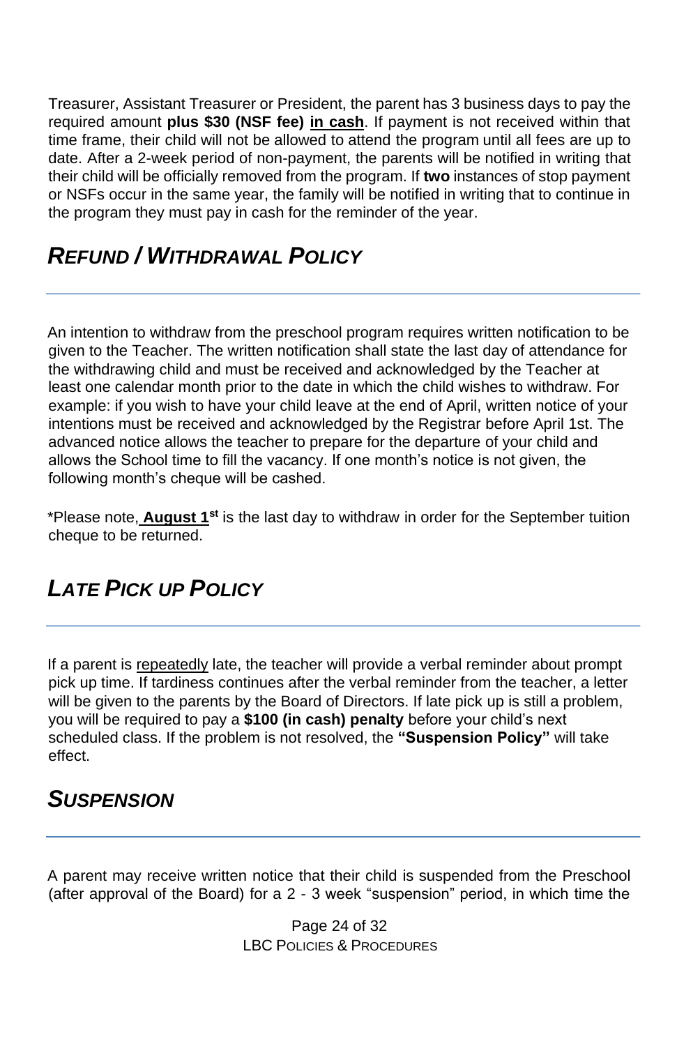Treasurer, Assistant Treasurer or President, the parent has 3 business days to pay the required amount **plus $30 (NSF fee) <u>in cash</u>**. If payment is not received within that time frame, their child will not be allowed to attend the program until all fees are up to date. After a 2-week period of non-payment, the parents will be notified in writing that their child will be officially removed from the program. If **two** instances of stop payment or NSFs occur in the same year, the family will be notified in writing that to continue in the program they must pay in cash for the reminder of the year.

## *REFUND / WITHDRAWAL POLICY*

An intention to withdraw from the preschool program requires written notification to be given to the Teacher. The written notification shall state the last day of attendance for the withdrawing child and must be received and acknowledged by the Teacher at least one calendar month prior to the date in which the child wishes to withdraw. For example: if you wish to have your child leave at the end of April, written notice of your intentions must be received and acknowledged by the Registrar before April 1st. The advanced notice allows the teacher to prepare for the departure of your child and allows the School time to fill the vacancy. If one month's notice is not given, the following month's cheque will be cashed.

*Please note, **<u>August 1st</u>** is the last day to withdraw in order for the September tuition cheque to be returned.

## *LATE PICK UP POLICY*

If a parent is <u>repeatedly</u> late, the teacher will provide a verbal reminder about prompt pick up time. If tardiness continues after the verbal reminder from the teacher, a letter will be given to the parents by the Board of Directors. If late pick up is still a problem, you will be required to pay a **$100 (in cash) penalty** before your child's next scheduled class. If the problem is not resolved, the **"Suspension Policy"** will take effect.

## *SUSPENSION*

A parent may receive written notice that their child is suspended from the Preschool (after approval of the Board) for a 2 - 3 week "suspension" period, in which time the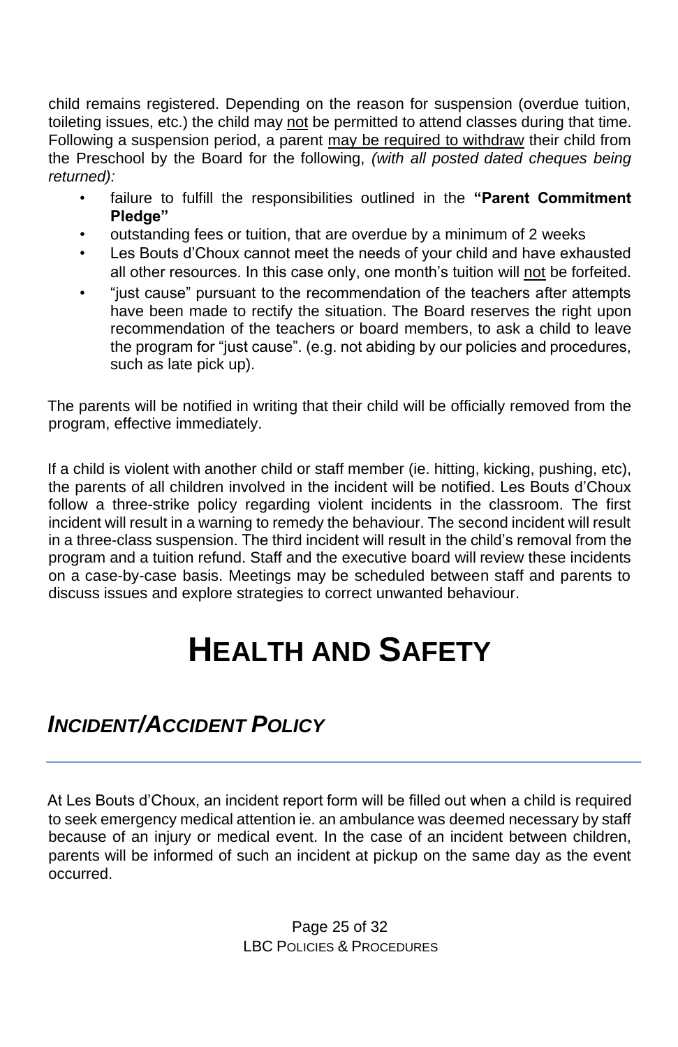child remains registered. Depending on the reason for suspension (overdue tuition, toileting issues, etc.) the child may <u>not</u> be permitted to attend classes during that time. Following a suspension period, a parent <u>may be required to withdraw</u> their child from the Preschool by the Board for the following, *(with all posted dated cheques being returned):*

- failure to fulfill the responsibilities outlined in the **"Parent Commitment Pledge"**
- outstanding fees or tuition, that are overdue by a minimum of 2 weeks
- Les Bouts d'Choux cannot meet the needs of your child and have exhausted all other resources. In this case only, one month's tuition will <u>not</u> be forfeited.
- "just cause" pursuant to the recommendation of the teachers after attempts have been made to rectify the situation. The Board reserves the right upon recommendation of the teachers or board members, to ask a child to leave the program for "just cause". (e.g. not abiding by our policies and procedures, such as late pick up).

The parents will be notified in writing that their child will be officially removed from the program, effective immediately.

If a child is violent with another child or staff member (ie. hitting, kicking, pushing, etc), the parents of all children involved in the incident will be notified. Les Bouts d'Choux follow a three-strike policy regarding violent incidents in the classroom. The first incident will result in a warning to remedy the behaviour. The second incident will result in a three-class suspension. The third incident will result in the child's removal from the program and a tuition refund. Staff and the executive board will review these incidents on a case-by-case basis. Meetings may be scheduled between staff and parents to discuss issues and explore strategies to correct unwanted behaviour.

# HEALTH AND SAFETY

## *INCIDENT/ACCIDENT POLICY*

At Les Bouts d'Choux, an incident report form will be filled out when a child is required to seek emergency medical attention ie. an ambulance was deemed necessary by staff because of an injury or medical event. In the case of an incident between children, parents will be informed of such an incident at pickup on the same day as the event occurred.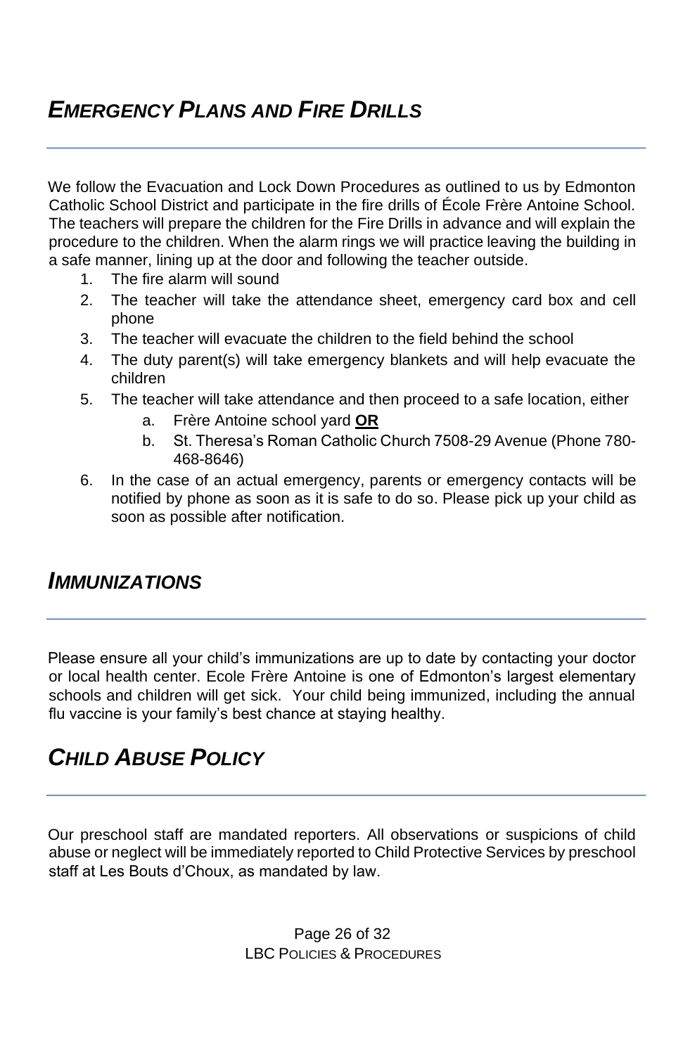## *Emergency Plans and Fire Drills*

We follow the Evacuation and Lock Down Procedures as outlined to us by Edmonton Catholic School District and participate in the fire drills of École Frère Antoine School. The teachers will prepare the children for the Fire Drills in advance and will explain the procedure to the children. When the alarm rings we will practice leaving the building in a safe manner, lining up at the door and following the teacher outside.

1. The fire alarm will sound
2. The teacher will take the attendance sheet, emergency card box and cell phone
3. The teacher will evacuate the children to the field behind the school
4. The duty parent(s) will take emergency blankets and will help evacuate the children
5. The teacher will take attendance and then proceed to a safe location, either
    a. Frère Antoine school yard **OR**
    b. St. Theresa's Roman Catholic Church 7508-29 Avenue (Phone 780-468-8646)
6. In the case of an actual emergency, parents or emergency contacts will be notified by phone as soon as it is safe to do so. Please pick up your child as soon as possible after notification.

## *Immunizations*

Please ensure all your child's immunizations are up to date by contacting your doctor or local health center. Ecole Frère Antoine is one of Edmonton's largest elementary schools and children will get sick. Your child being immunized, including the annual flu vaccine is your family's best chance at staying healthy.

## *Child Abuse Policy*

Our preschool staff are mandated reporters. All observations or suspicions of child abuse or neglect will be immediately reported to Child Protective Services by preschool staff at Les Bouts d'Choux, as mandated by law.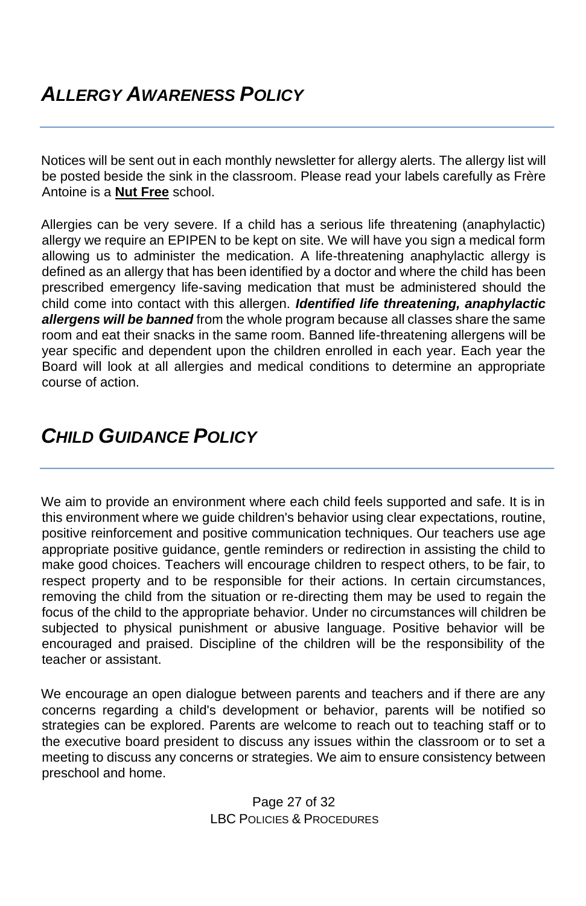## *ALLERGY AWARENESS POLICY*

Notices will be sent out in each monthly newsletter for allergy alerts. The allergy list will be posted beside the sink in the classroom. Please read your labels carefully as Frère Antoine is a **Nut Free** school.

Allergies can be very severe. If a child has a serious life threatening (anaphylactic) allergy we require an EPIPEN to be kept on site. We will have you sign a medical form allowing us to administer the medication. A life-threatening anaphylactic allergy is defined as an allergy that has been identified by a doctor and where the child has been prescribed emergency life-saving medication that must be administered should the child come into contact with this allergen. ***Identified life threatening, anaphylactic allergens will be banned*** from the whole program because all classes share the same room and eat their snacks in the same room. Banned life-threatening allergens will be year specific and dependent upon the children enrolled in each year. Each year the Board will look at all allergies and medical conditions to determine an appropriate course of action.

## *CHILD GUIDANCE POLICY*

We aim to provide an environment where each child feels supported and safe. It is in this environment where we guide children's behavior using clear expectations, routine, positive reinforcement and positive communication techniques. Our teachers use age appropriate positive guidance, gentle reminders or redirection in assisting the child to make good choices. Teachers will encourage children to respect others, to be fair, to respect property and to be responsible for their actions. In certain circumstances, removing the child from the situation or re-directing them may be used to regain the focus of the child to the appropriate behavior. Under no circumstances will children be subjected to physical punishment or abusive language. Positive behavior will be encouraged and praised. Discipline of the children will be the responsibility of the teacher or assistant.

We encourage an open dialogue between parents and teachers and if there are any concerns regarding a child's development or behavior, parents will be notified so strategies can be explored. Parents are welcome to reach out to teaching staff or to the executive board president to discuss any issues within the classroom or to set a meeting to discuss any concerns or strategies. We aim to ensure consistency between preschool and home.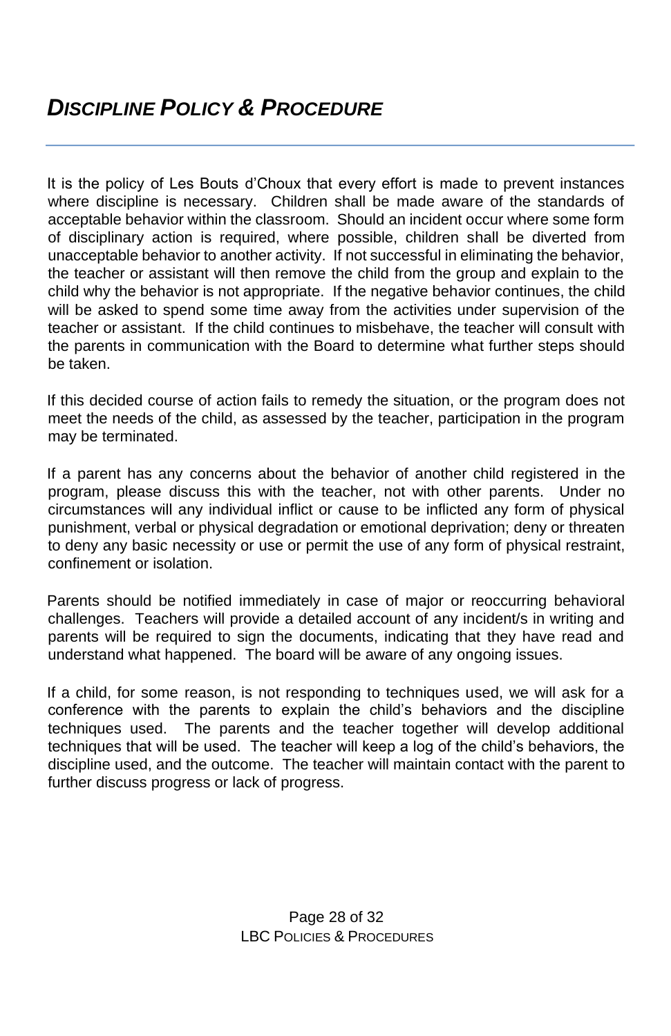# *Discipline Policy & Procedure*

It is the policy of Les Bouts d'Choux that every effort is made to prevent instances where discipline is necessary. Children shall be made aware of the standards of acceptable behavior within the classroom. Should an incident occur where some form of disciplinary action is required, where possible, children shall be diverted from unacceptable behavior to another activity. If not successful in eliminating the behavior, the teacher or assistant will then remove the child from the group and explain to the child why the behavior is not appropriate. If the negative behavior continues, the child will be asked to spend some time away from the activities under supervision of the teacher or assistant. If the child continues to misbehave, the teacher will consult with the parents in communication with the Board to determine what further steps should be taken.

If this decided course of action fails to remedy the situation, or the program does not meet the needs of the child, as assessed by the teacher, participation in the program may be terminated.

If a parent has any concerns about the behavior of another child registered in the program, please discuss this with the teacher, not with other parents. Under no circumstances will any individual inflict or cause to be inflicted any form of physical punishment, verbal or physical degradation or emotional deprivation; deny or threaten to deny any basic necessity or use or permit the use of any form of physical restraint, confinement or isolation.

Parents should be notified immediately in case of major or reoccurring behavioral challenges. Teachers will provide a detailed account of any incident/s in writing and parents will be required to sign the documents, indicating that they have read and understand what happened. The board will be aware of any ongoing issues.

If a child, for some reason, is not responding to techniques used, we will ask for a conference with the parents to explain the child's behaviors and the discipline techniques used. The parents and the teacher together will develop additional techniques that will be used. The teacher will keep a log of the child's behaviors, the discipline used, and the outcome. The teacher will maintain contact with the parent to further discuss progress or lack of progress.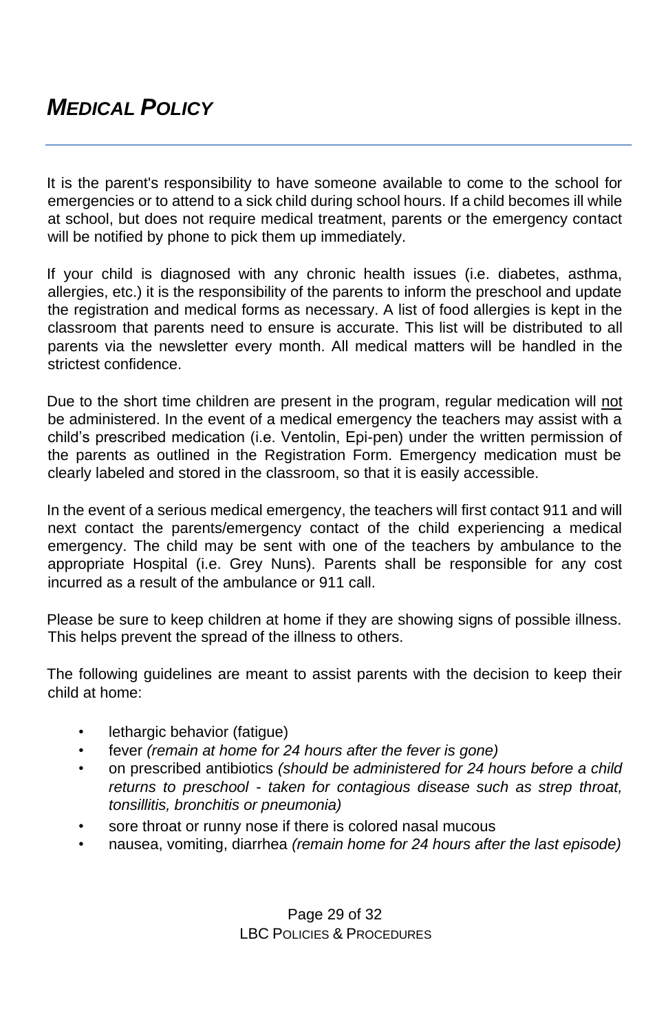# *MEDICAL POLICY*

It is the parent's responsibility to have someone available to come to the school for emergencies or to attend to a sick child during school hours. If a child becomes ill while at school, but does not require medical treatment, parents or the emergency contact will be notified by phone to pick them up immediately.

If your child is diagnosed with any chronic health issues (i.e. diabetes, asthma, allergies, etc.) it is the responsibility of the parents to inform the preschool and update the registration and medical forms as necessary. A list of food allergies is kept in the classroom that parents need to ensure is accurate. This list will be distributed to all parents via the newsletter every month. All medical matters will be handled in the strictest confidence.

Due to the short time children are present in the program, regular medication will <u>not</u> be administered. In the event of a medical emergency the teachers may assist with a child's prescribed medication (i.e. Ventolin, Epi-pen) under the written permission of the parents as outlined in the Registration Form. Emergency medication must be clearly labeled and stored in the classroom, so that it is easily accessible.

In the event of a serious medical emergency, the teachers will first contact 911 and will next contact the parents/emergency contact of the child experiencing a medical emergency. The child may be sent with one of the teachers by ambulance to the appropriate Hospital (i.e. Grey Nuns). Parents shall be responsible for any cost incurred as a result of the ambulance or 911 call.

Please be sure to keep children at home if they are showing signs of possible illness. This helps prevent the spread of the illness to others.

The following guidelines are meant to assist parents with the decision to keep their child at home:

- lethargic behavior (fatigue)
- fever *(remain at home for 24 hours after the fever is gone)*
- on prescribed antibiotics *(should be administered for 24 hours before a child returns to preschool - taken for contagious disease such as strep throat, tonsillitis, bronchitis or pneumonia)*
- sore throat or runny nose if there is colored nasal mucous
- nausea, vomiting, diarrhea *(remain home for 24 hours after the last episode)*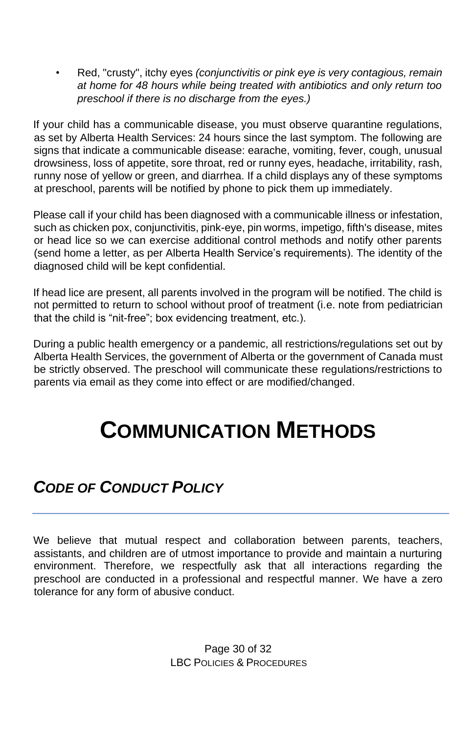- Red, "crusty", itchy eyes *(conjunctivitis or pink eye is very contagious, remain at home for 48 hours while being treated with antibiotics and only return too preschool if there is no discharge from the eyes.)*

If your child has a communicable disease, you must observe quarantine regulations, as set by Alberta Health Services: 24 hours since the last symptom. The following are signs that indicate a communicable disease: earache, vomiting, fever, cough, unusual drowsiness, loss of appetite, sore throat, red or runny eyes, headache, irritability, rash, runny nose of yellow or green, and diarrhea. If a child displays any of these symptoms at preschool, parents will be notified by phone to pick them up immediately.

Please call if your child has been diagnosed with a communicable illness or infestation, such as chicken pox, conjunctivitis, pink-eye, pin worms, impetigo, fifth's disease, mites or head lice so we can exercise additional control methods and notify other parents (send home a letter, as per Alberta Health Service's requirements). The identity of the diagnosed child will be kept confidential.

If head lice are present, all parents involved in the program will be notified. The child is not permitted to return to school without proof of treatment (i.e. note from pediatrician that the child is "nit-free"; box evidencing treatment, etc.).

During a public health emergency or a pandemic, all restrictions/regulations set out by Alberta Health Services, the government of Alberta or the government of Canada must be strictly observed. The preschool will communicate these regulations/restrictions to parents via email as they come into effect or are modified/changed.

# COMMUNICATION METHODS

## *CODE OF CONDUCT POLICY*

We believe that mutual respect and collaboration between parents, teachers, assistants, and children are of utmost importance to provide and maintain a nurturing environment. Therefore, we respectfully ask that all interactions regarding the preschool are conducted in a professional and respectful manner. We have a zero tolerance for any form of abusive conduct.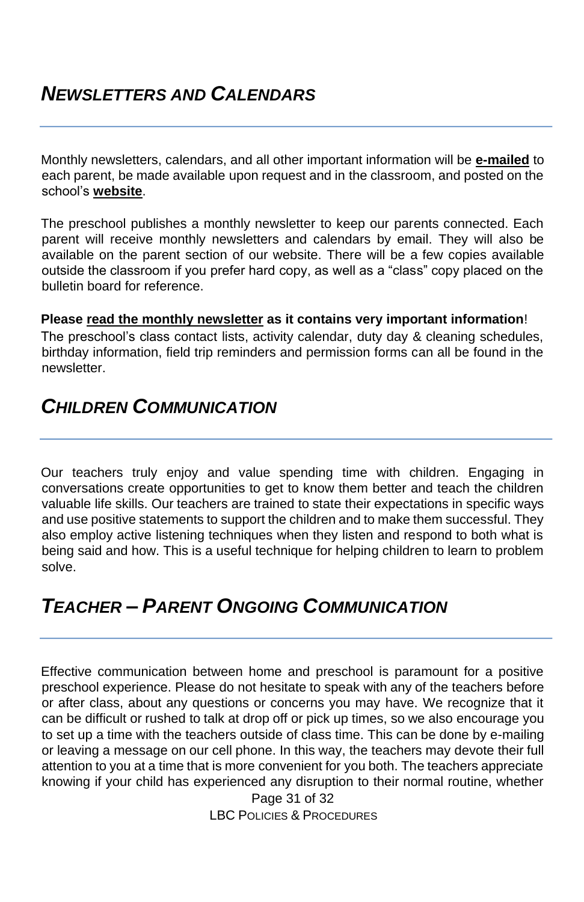## *Newsletters and Calendars*

Monthly newsletters, calendars, and all other important information will be **e-mailed** to each parent, be made available upon request and in the classroom, and posted on the school's **website**.

The preschool publishes a monthly newsletter to keep our parents connected. Each parent will receive monthly newsletters and calendars by email. They will also be available on the parent section of our website. There will be a few copies available outside the classroom if you prefer hard copy, as well as a "class" copy placed on the bulletin board for reference.

**Please read the monthly newsletter as it contains very important information**!
The preschool's class contact lists, activity calendar, duty day & cleaning schedules, birthday information, field trip reminders and permission forms can all be found in the newsletter.

## *Children Communication*

Our teachers truly enjoy and value spending time with children. Engaging in conversations create opportunities to get to know them better and teach the children valuable life skills. Our teachers are trained to state their expectations in specific ways and use positive statements to support the children and to make them successful. They also employ active listening techniques when they listen and respond to both what is being said and how. This is a useful technique for helping children to learn to problem solve.

## *Teacher – Parent Ongoing Communication*

Effective communication between home and preschool is paramount for a positive preschool experience. Please do not hesitate to speak with any of the teachers before or after class, about any questions or concerns you may have. We recognize that it can be difficult or rushed to talk at drop off or pick up times, so we also encourage you to set up a time with the teachers outside of class time. This can be done by e-mailing or leaving a message on our cell phone. In this way, the teachers may devote their full attention to you at a time that is more convenient for you both. The teachers appreciate knowing if your child has experienced any disruption to their normal routine, whether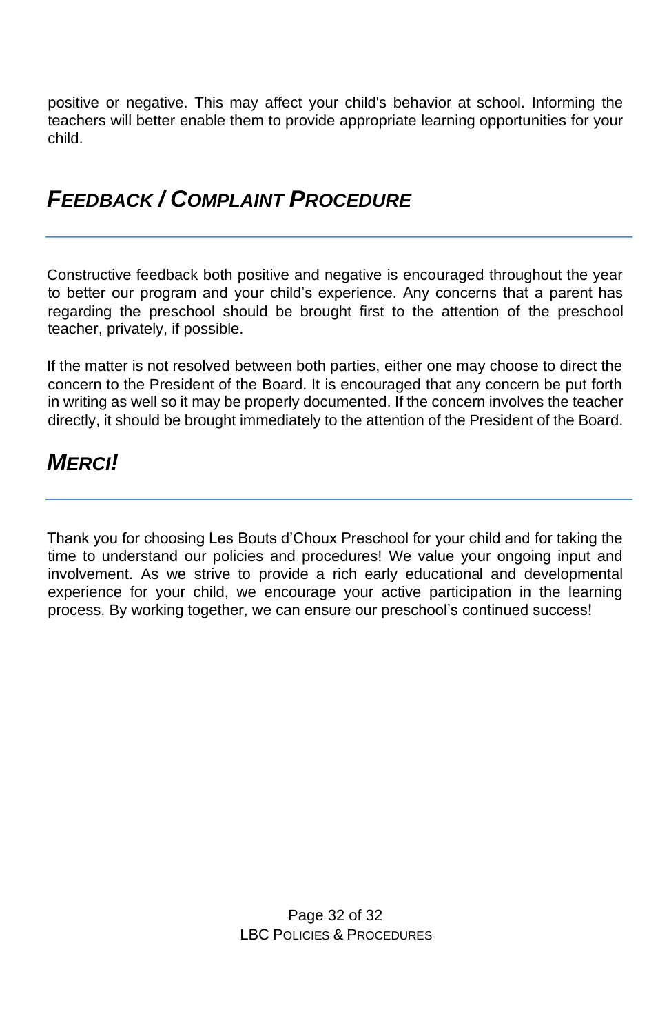positive or negative. This may affect your child's behavior at school. Informing the teachers will better enable them to provide appropriate learning opportunities for your child.

## *Feedback / Complaint Procedure*

Constructive feedback both positive and negative is encouraged throughout the year to better our program and your child's experience. Any concerns that a parent has regarding the preschool should be brought first to the attention of the preschool teacher, privately, if possible.

If the matter is not resolved between both parties, either one may choose to direct the concern to the President of the Board. It is encouraged that any concern be put forth in writing as well so it may be properly documented. If the concern involves the teacher directly, it should be brought immediately to the attention of the President of the Board.

## *Merci!*

Thank you for choosing Les Bouts d'Choux Preschool for your child and for taking the time to understand our policies and procedures! We value your ongoing input and involvement. As we strive to provide a rich early educational and developmental experience for your child, we encourage your active participation in the learning process. By working together, we can ensure our preschool's continued success!